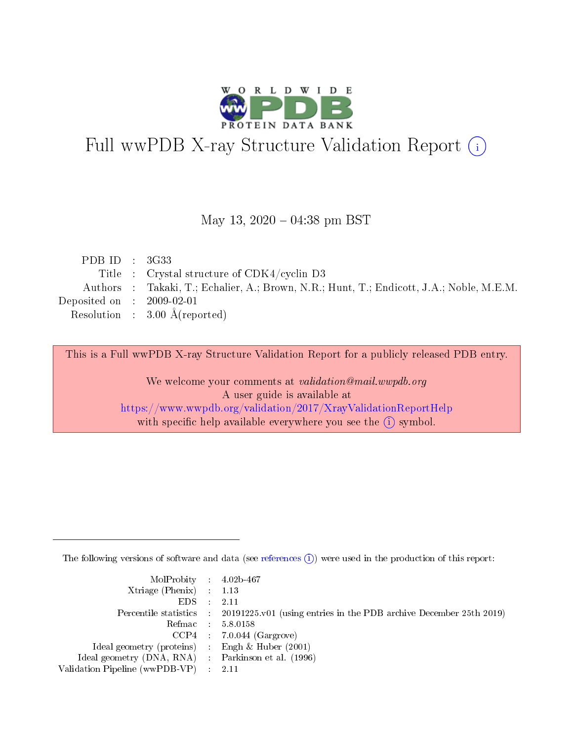# Full wwPDB X-ray Structure Validation Report (i)

May 13, 2020 – 04:38 pm BST

| | | |
|---|---|---|
| PDB ID | : | 3G33 |
| Title | : | Crystal structure of CDK4/cyclin D3 |
| Authors | : | Takaki, T.; Echalier, A.; Brown, N.R.; Hunt, T.; Endicott, J.A.; Noble, M.E.M. |
| Deposited on | : | 2009-02-01 |
| Resolution | : | 3.00 Å(reported) |

This is a Full wwPDB X-ray Structure Validation Report for a publicly released PDB entry.

We welcome your comments at *validation@mail.wwpdb.org*
A user guide is available at
https://www.wwpdb.org/validation/2017/XrayValidationReportHelp
with specific help available everywhere you see the (i) symbol.

The following versions of software and data (see references (i)) were used in the production of this report:

| | | |
|---|---|---|
| MolProbity | : | 4.02b-467 |
| Xtriage (Phenix) | : | 1.13 |
| EDS | : | 2.11 |
| Percentile statistics | : | 20191225.v01 (using entries in the PDB archive December 25th 2019) |
| Refmac | : | 5.8.0158 |
| CCP4 | : | 7.0.044 (Gargrove) |
| Ideal geometry (proteins) | : | Engh & Huber (2001) |
| Ideal geometry (DNA, RNA) | : | Parkinson et al. (1996) |
| Validation Pipeline (wwPDB-VP) | : | 2.11 |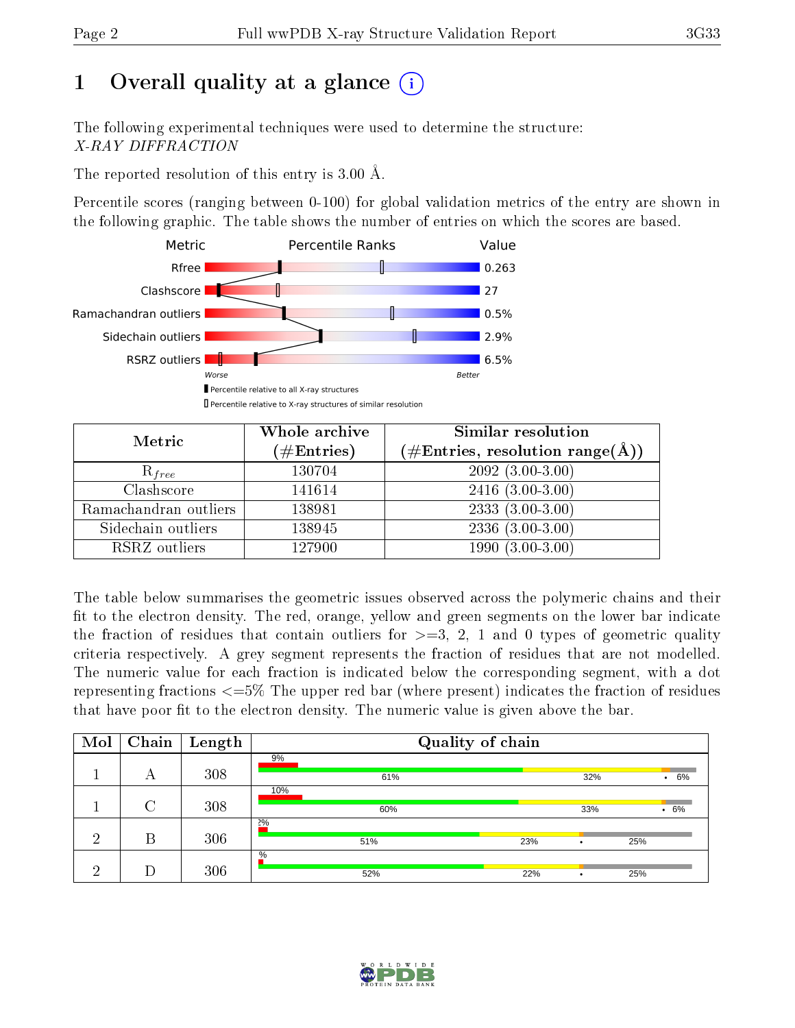# 1 Overall quality at a glance

The following experimental techniques were used to determine the structure:
*X-RAY DIFFRACTION*

The reported resolution of this entry is 3.00 Å.

Percentile scores (ranging between 0-100) for global validation metrics of the entry are shown in the following graphic. The table shows the number of entries on which the scores are based.

| Metric | Value |
|---|---|
| Rfree | 0.263 |
| Clashscore | 27 |
| Ramachandran outliers | 0.5% |
| Sidechain outliers | 2.9% |
| RSRZ outliers | 6.5% |

Worse — Better

▮ Percentile relative to all X-ray structures
▯ Percentile relative to X-ray structures of similar resolution

| Metric | Whole archive (#Entries) | Similar resolution (#Entries, resolution range(Å)) |
|---|---|---|
| $R_{free}$ | 130704 | 2092 (3.00-3.00) |
| Clashscore | 141614 | 2416 (3.00-3.00) |
| Ramachandran outliers | 138981 | 2333 (3.00-3.00) |
| Sidechain outliers | 138945 | 2336 (3.00-3.00) |
| RSRZ outliers | 127900 | 1990 (3.00-3.00) |

The table below summarises the geometric issues observed across the polymeric chains and their fit to the electron density. The red, orange, yellow and green segments on the lower bar indicate the fraction of residues that contain outliers for >=3, 2, 1 and 0 types of geometric quality criteria respectively. A grey segment represents the fraction of residues that are not modelled. The numeric value for each fraction is indicated below the corresponding segment, with a dot representing fractions <=5% The upper red bar (where present) indicates the fraction of residues that have poor fit to the electron density. The numeric value is given above the bar.

| Mol | Chain | Length | Quality of chain |
|---|---|---|---|
| 1 | A | 308 | 9% ; 61% · 32% · • · 6% |
| 1 | C | 308 | 10% ; 60% · 33% · • · 6% |
| 2 | B | 306 | 2% ; 51% · 23% · • · 25% |
| 2 | D | 306 | % ; 52% · 22% · • · 25% |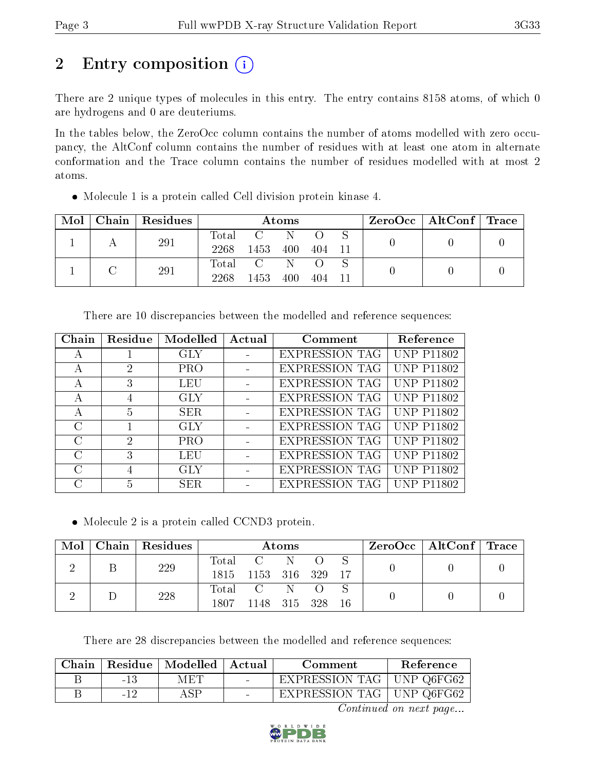# 2 Entry composition

There are 2 unique types of molecules in this entry. The entry contains 8158 atoms, of which 0 are hydrogens and 0 are deuteriums.

In the tables below, the ZeroOcc column contains the number of atoms modelled with zero occupancy, the AltConf column contains the number of residues with at least one atom in alternate conformation and the Trace column contains the number of residues modelled with at most 2 atoms.

- Molecule 1 is a protein called Cell division protein kinase 4.

| Mol | Chain | Residues | Atoms | | | | | ZeroOcc | AltConf | Trace |
|---|---|---|---|---|---|---|---|---|---|---|
| 1 | A | 291 | Total 2268 | C 1453 | N 400 | O 404 | S 11 | 0 | 0 | 0 |
| 1 | C | 291 | Total 2268 | C 1453 | N 400 | O 404 | S 11 | 0 | 0 | 0 |

There are 10 discrepancies between the modelled and reference sequences:

| Chain | Residue | Modelled | Actual | Comment | Reference |
|---|---|---|---|---|---|
| A | 1 | GLY | - | EXPRESSION TAG | UNP P11802 |
| A | 2 | PRO | - | EXPRESSION TAG | UNP P11802 |
| A | 3 | LEU | - | EXPRESSION TAG | UNP P11802 |
| A | 4 | GLY | - | EXPRESSION TAG | UNP P11802 |
| A | 5 | SER | - | EXPRESSION TAG | UNP P11802 |
| C | 1 | GLY | - | EXPRESSION TAG | UNP P11802 |
| C | 2 | PRO | - | EXPRESSION TAG | UNP P11802 |
| C | 3 | LEU | - | EXPRESSION TAG | UNP P11802 |
| C | 4 | GLY | - | EXPRESSION TAG | UNP P11802 |
| C | 5 | SER | - | EXPRESSION TAG | UNP P11802 |

- Molecule 2 is a protein called CCND3 protein.

| Mol | Chain | Residues | Atoms | | | | | ZeroOcc | AltConf | Trace |
|---|---|---|---|---|---|---|---|---|---|---|
| 2 | B | 229 | Total 1815 | C 1153 | N 316 | O 329 | S 17 | 0 | 0 | 0 |
| 2 | D | 228 | Total 1807 | C 1148 | N 315 | O 328 | S 16 | 0 | 0 | 0 |

There are 28 discrepancies between the modelled and reference sequences:

| Chain | Residue | Modelled | Actual | Comment | Reference |
|---|---|---|---|---|---|
| B | -13 | MET | - | EXPRESSION TAG | UNP Q6FG62 |
| B | -12 | ASP | - | EXPRESSION TAG | UNP Q6FG62 |

*Continued on next page...*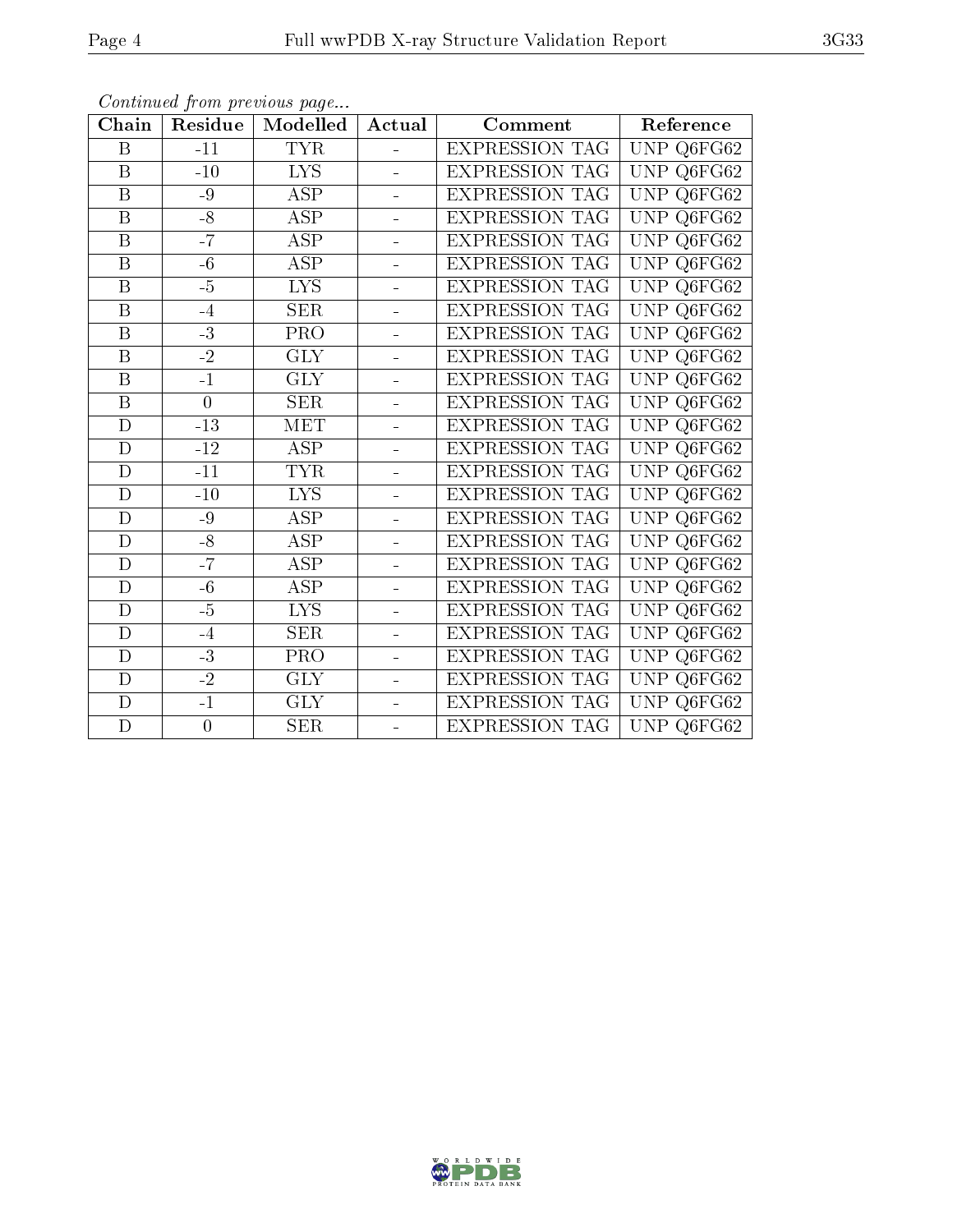*Continued from previous page...*

| Chain | Residue | Modelled | Actual | Comment | Reference |
|---|---|---|---|---|---|
| B | -11 | TYR | - | EXPRESSION TAG | UNP Q6FG62 |
| B | -10 | LYS | - | EXPRESSION TAG | UNP Q6FG62 |
| B | -9 | ASP | - | EXPRESSION TAG | UNP Q6FG62 |
| B | -8 | ASP | - | EXPRESSION TAG | UNP Q6FG62 |
| B | -7 | ASP | - | EXPRESSION TAG | UNP Q6FG62 |
| B | -6 | ASP | - | EXPRESSION TAG | UNP Q6FG62 |
| B | -5 | LYS | - | EXPRESSION TAG | UNP Q6FG62 |
| B | -4 | SER | - | EXPRESSION TAG | UNP Q6FG62 |
| B | -3 | PRO | - | EXPRESSION TAG | UNP Q6FG62 |
| B | -2 | GLY | - | EXPRESSION TAG | UNP Q6FG62 |
| B | -1 | GLY | - | EXPRESSION TAG | UNP Q6FG62 |
| B | 0 | SER | - | EXPRESSION TAG | UNP Q6FG62 |
| D | -13 | MET | - | EXPRESSION TAG | UNP Q6FG62 |
| D | -12 | ASP | - | EXPRESSION TAG | UNP Q6FG62 |
| D | -11 | TYR | - | EXPRESSION TAG | UNP Q6FG62 |
| D | -10 | LYS | - | EXPRESSION TAG | UNP Q6FG62 |
| D | -9 | ASP | - | EXPRESSION TAG | UNP Q6FG62 |
| D | -8 | ASP | - | EXPRESSION TAG | UNP Q6FG62 |
| D | -7 | ASP | - | EXPRESSION TAG | UNP Q6FG62 |
| D | -6 | ASP | - | EXPRESSION TAG | UNP Q6FG62 |
| D | -5 | LYS | - | EXPRESSION TAG | UNP Q6FG62 |
| D | -4 | SER | - | EXPRESSION TAG | UNP Q6FG62 |
| D | -3 | PRO | - | EXPRESSION TAG | UNP Q6FG62 |
| D | -2 | GLY | - | EXPRESSION TAG | UNP Q6FG62 |
| D | -1 | GLY | - | EXPRESSION TAG | UNP Q6FG62 |
| D | 0 | SER | - | EXPRESSION TAG | UNP Q6FG62 |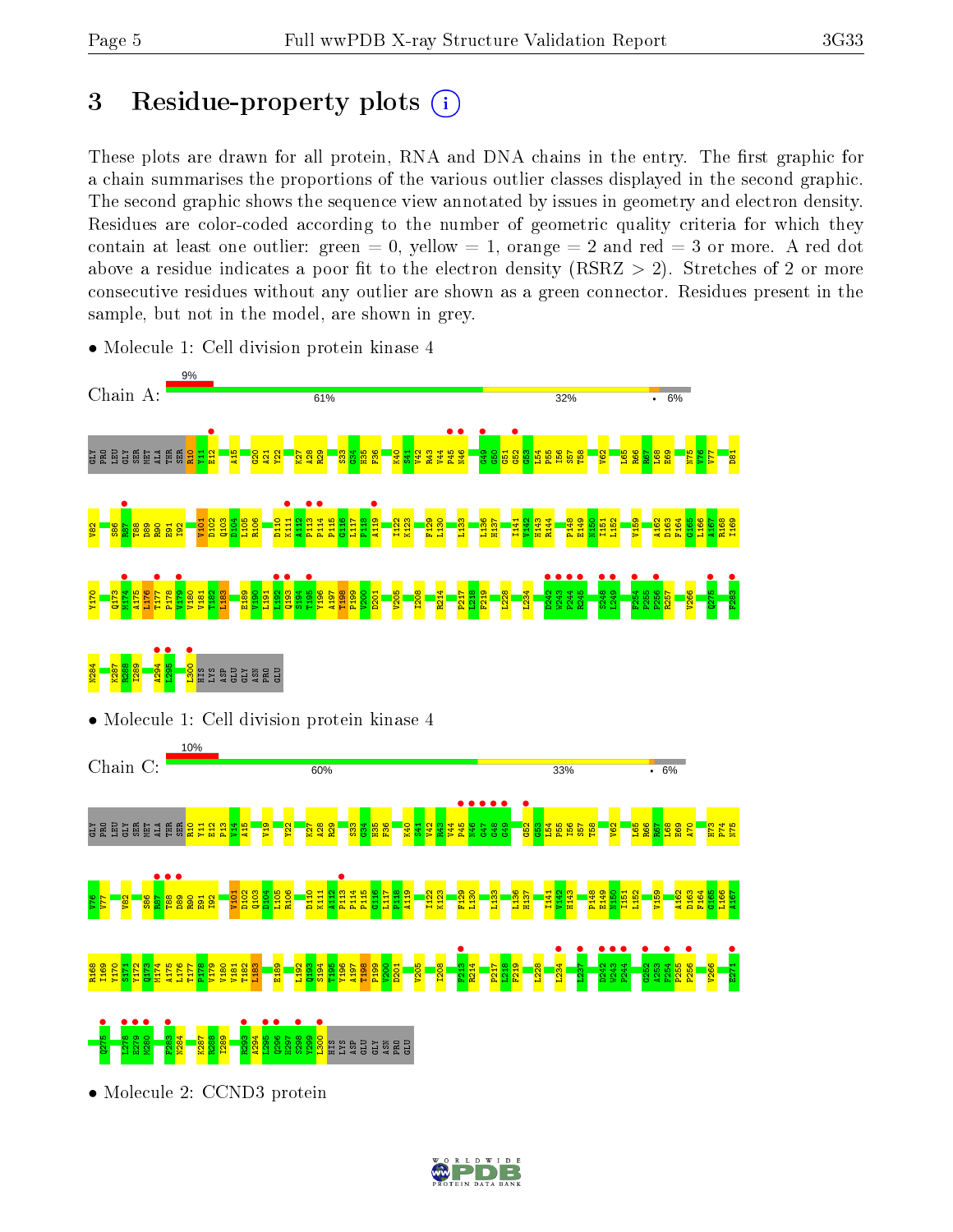# 3 Residue-property plots

These plots are drawn for all protein, RNA and DNA chains in the entry. The first graphic for a chain summarises the proportions of the various outlier classes displayed in the second graphic. The second graphic shows the sequence view annotated by issues in geometry and electron density. Residues are color-coded according to the number of geometric quality criteria for which they contain at least one outlier: green = 0, yellow = 1, orange = 2 and red = 3 or more. A red dot above a residue indicates a poor fit to the electron density (RSRZ > 2). Stretches of 2 or more consecutive residues without any outlier are shown as a green connector. Residues present in the sample, but not in the model, are shown in grey.

- Molecule 1: Cell division protein kinase 4

Chain A:

9%

61%

32%

•

6%

- Molecule 1: Cell division protein kinase 4

Chain C:

10%

60%

33%

•

6%

- Molecule 2: CCND3 protein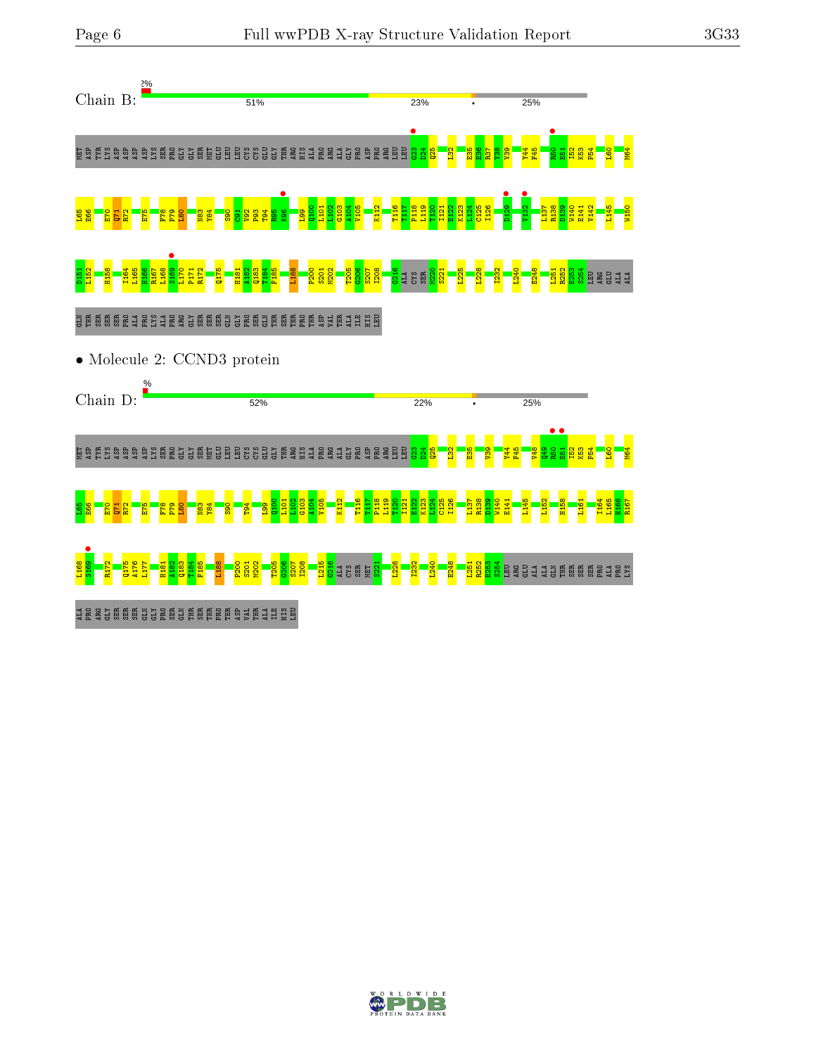Chain B:

2%

51% | 23% | • | 25%

MET ASP TYR LYS ASP ASP ASP LYS SER PRO GLY GLY SER MET GLU LEU LEU CYS CYS GLU GLY THR ARG HIS ALA PRO ARG ALA GLY PRO ASP PRO ARG LEU LEU G23 D24 Q25 L32 E35 E36 R37 Y38 V39 Y44 F45 R50 E51 I52 K53 P54 L60 M64

L65 E66 E70 Q71 R72 E75 F78 P79 L80 N83 Y84 S90 C91 V92 P93 T94 R95 K96 L99 Q100 L101 L102 G103 A104 V105 K112 T116 T117 P118 L119 T120 I121 E122 K123 L124 C125 I126 D129 V132 L137 R138 D139 W140 E141 V142 L145 W150

D151 L152 H158 I164 L165 H166 R167 L168 S169 L170 P171 R172 Q175 H181 A182 Q183 T184 F185 L188 P200 S201 M202 T205 G206 S207 I208 G216 ALA CYS SER M220 S221 L225 L228 I232 L240 E248 L251 R252 E253 S254 LEU ARG GLU ALA ALA

GLN THR SER SER SER PRO ALA PRO LYS ALA PRO ARG GLY SER SER SER GLN GLY PRO SER GLN THR SER THR PRO THR ASP VAL THR ALA ILE HIS LEU

• Molecule 2: CCND3 protein

Chain D:

%

52% | 22% | • | 25%

MET ASP TYR LYS ASP ASP ASP LYS SER PRO GLY GLY SER MET GLU LEU LEU CYS CYS GLU GLY THR ARG HIS ALA PRO ARG ALA GLY PRO ASP PRO ARG LEU LEU G23 D24 Q25 L32 E35 V39 Y44 F45 V48 Q49 R50 E51 I52 K53 P54 L60 M64

L65 E66 E70 Q71 R72 E75 F78 P79 L80 N83 Y84 S90 T94 L99 Q100 L101 L102 G103 A104 V105 K112 T116 T117 P118 L119 T120 I121 E122 K123 L124 C125 I126 L137 R138 D139 W140 E141 L145 L152 H158 L161 I164 L165 H166 R167

L168 S169 R172 Q175 A176 L177 H181 A182 Q183 T184 F185 L188 P200 S201 M202 T205 G206 S207 I208 L215 G216 ALA CYS SER MET S221 L228 I232 L240 E248 L251 R252 E253 S254 LEU ARG GLU ALA ALA GLN THR SER SER SER PRO ALA PRO LYS

ALA PRO ARG GLY SER SER SER GLN GLY PRO SER GLN THR SER THR PRO THR ASP VAL THR ALA ILE HIS LEU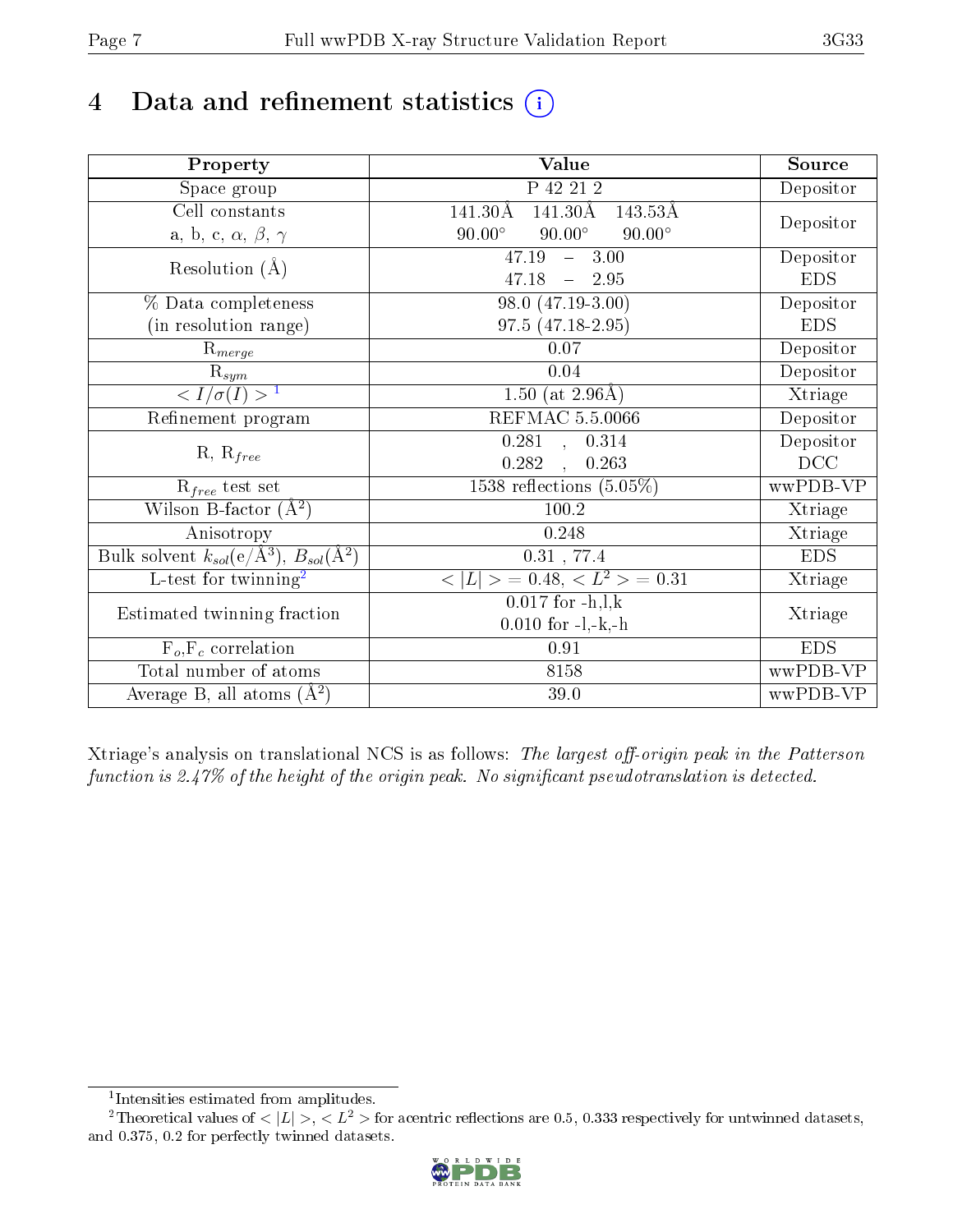# 4 Data and refinement statistics (i)

| Property | Value | Source |
|---|---|---|
| Space group | P 42 21 2 | Depositor |
| Cell constants<br>a, b, c, $\alpha$, $\beta$, $\gamma$ | 141.30Å 141.30Å 143.53Å<br>90.00° 90.00° 90.00° | Depositor |
| Resolution (Å) | 47.19 – 3.00<br>47.18 – 2.95 | Depositor<br>EDS |
| % Data completeness<br>(in resolution range) | 98.0 (47.19-3.00)<br>97.5 (47.18-2.95) | Depositor<br>EDS |
| $R_{merge}$ | 0.07 | Depositor |
| $R_{sym}$ | 0.04 | Depositor |
| $< I/\sigma(I) >$ [1] | 1.50 (at 2.96Å) | Xtriage |
| Refinement program | REFMAC 5.5.0066 | Depositor |
| R, $R_{free}$ | 0.281 , 0.314<br>0.282 , 0.263 | Depositor<br>DCC |
| $R_{free}$ test set | 1538 reflections (5.05%) | wwPDB-VP |
| Wilson B-factor ($Å^2$) | 100.2 | Xtriage |
| Anisotropy | 0.248 | Xtriage |
| Bulk solvent $k_{sol}$(e/$Å^3$), $B_{sol}$($Å^2$) | 0.31 , 77.4 | EDS |
| L-test for twinning[2] | $<\|L\|>$ = 0.48, $< L^2 >$ = 0.31 | Xtriage |
| Estimated twinning fraction | 0.017 for -h,l,k<br>0.010 for -l,-k,-h | Xtriage |
| $F_o$,$F_c$ correlation | 0.91 | EDS |
| Total number of atoms | 8158 | wwPDB-VP |
| Average B, all atoms ($Å^2$) | 39.0 | wwPDB-VP |

Xtriage's analysis on translational NCS is as follows: *The largest off-origin peak in the Patterson function is 2.47% of the height of the origin peak. No significant pseudotranslation is detected.*

[1] Intensities estimated from amplitudes.

[2] Theoretical values of $<|L|>$, $< L^2 >$ for acentric reflections are 0.5, 0.333 respectively for untwinned datasets, and 0.375, 0.2 for perfectly twinned datasets.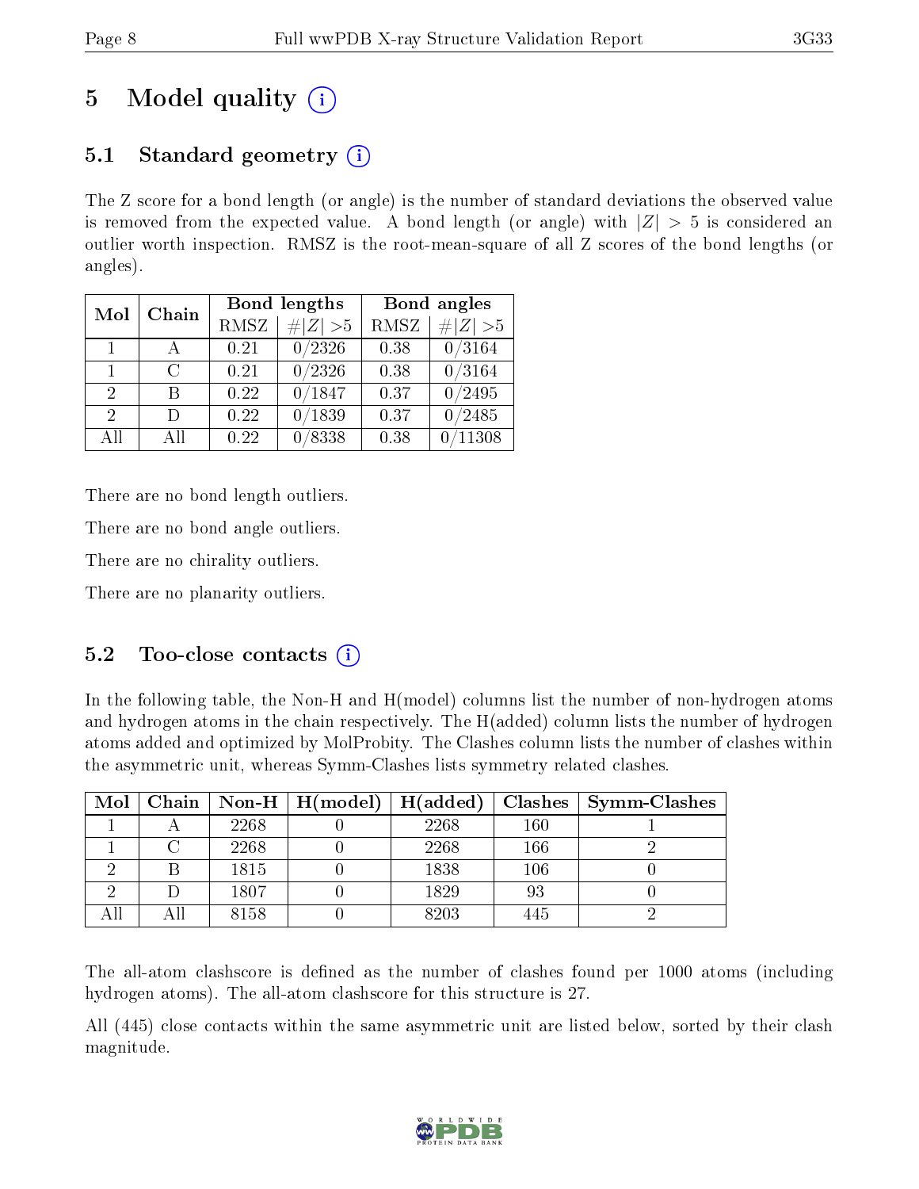# 5 Model quality

## 5.1 Standard geometry

The Z score for a bond length (or angle) is the number of standard deviations the observed value is removed from the expected value. A bond length (or angle) with $|Z| > 5$ is considered an outlier worth inspection. RMSZ is the root-mean-square of all Z scores of the bond lengths (or angles).

| Mol | Chain | Bond lengths | | Bond angles | |
|---|---|---|---|---|---|
| | | RMSZ | $\#\|Z\| > 5$ | RMSZ | $\#\|Z\| > 5$ |
| 1 | A | 0.21 | 0/2326 | 0.38 | 0/3164 |
| 1 | C | 0.21 | 0/2326 | 0.38 | 0/3164 |
| 2 | B | 0.22 | 0/1847 | 0.37 | 0/2495 |
| 2 | D | 0.22 | 0/1839 | 0.37 | 0/2485 |
| All | All | 0.22 | 0/8338 | 0.38 | 0/11308 |

There are no bond length outliers.

There are no bond angle outliers.

There are no chirality outliers.

There are no planarity outliers.

## 5.2 Too-close contacts

In the following table, the Non-H and H(model) columns list the number of non-hydrogen atoms and hydrogen atoms in the chain respectively. The H(added) column lists the number of hydrogen atoms added and optimized by MolProbity. The Clashes column lists the number of clashes within the asymmetric unit, whereas Symm-Clashes lists symmetry related clashes.

| Mol | Chain | Non-H | H(model) | H(added) | Clashes | Symm-Clashes |
|---|---|---|---|---|---|---|
| 1 | A | 2268 | 0 | 2268 | 160 | 1 |
| 1 | C | 2268 | 0 | 2268 | 166 | 2 |
| 2 | B | 1815 | 0 | 1838 | 106 | 0 |
| 2 | D | 1807 | 0 | 1829 | 93 | 0 |
| All | All | 8158 | 0 | 8203 | 445 | 2 |

The all-atom clashscore is defined as the number of clashes found per 1000 atoms (including hydrogen atoms). The all-atom clashscore for this structure is 27.

All (445) close contacts within the same asymmetric unit are listed below, sorted by their clash magnitude.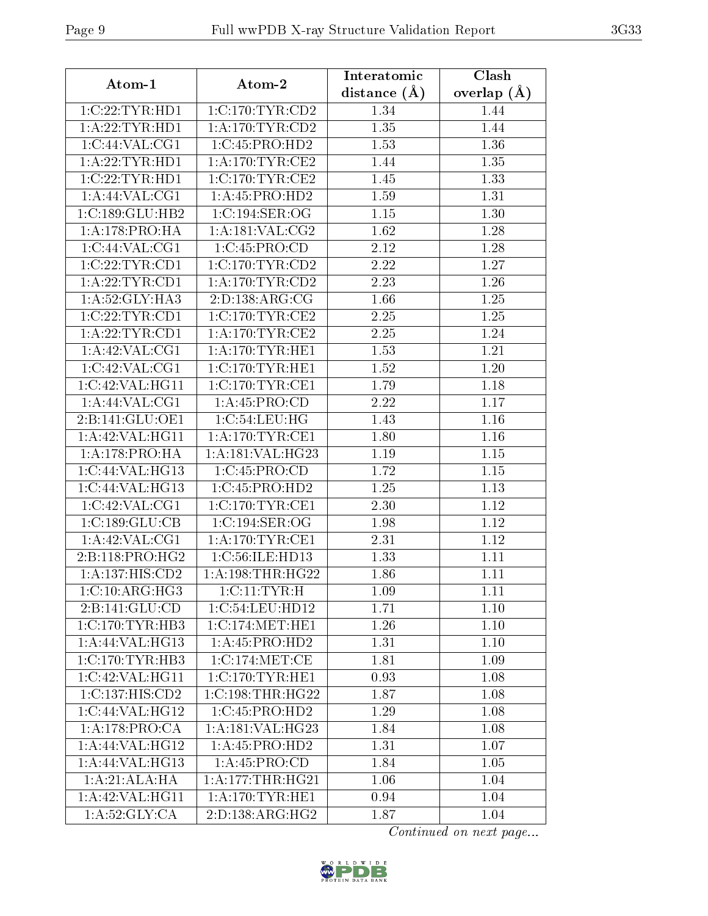| Atom-1 | Atom-2 | Interatomic distance (Å) | Clash overlap (Å) |
|---|---|---|---|
| 1:C:22:TYR:HD1 | 1:C:170:TYR:CD2 | 1.34 | 1.44 |
| 1:A:22:TYR:HD1 | 1:A:170:TYR:CD2 | 1.35 | 1.44 |
| 1:C:44:VAL:CG1 | 1:C:45:PRO:HD2 | 1.53 | 1.36 |
| 1:A:22:TYR:HD1 | 1:A:170:TYR:CE2 | 1.44 | 1.35 |
| 1:C:22:TYR:HD1 | 1:C:170:TYR:CE2 | 1.45 | 1.33 |
| 1:A:44:VAL:CG1 | 1:A:45:PRO:HD2 | 1.59 | 1.31 |
| 1:C:189:GLU:HB2 | 1:C:194:SER:OG | 1.15 | 1.30 |
| 1:A:178:PRO:HA | 1:A:181:VAL:CG2 | 1.62 | 1.28 |
| 1:C:44:VAL:CG1 | 1:C:45:PRO:CD | 2.12 | 1.28 |
| 1:C:22:TYR:CD1 | 1:C:170:TYR:CD2 | 2.22 | 1.27 |
| 1:A:22:TYR:CD1 | 1:A:170:TYR:CD2 | 2.23 | 1.26 |
| 1:A:52:GLY:HA3 | 2:D:138:ARG:CG | 1.66 | 1.25 |
| 1:C:22:TYR:CD1 | 1:C:170:TYR:CE2 | 2.25 | 1.25 |
| 1:A:22:TYR:CD1 | 1:A:170:TYR:CE2 | 2.25 | 1.24 |
| 1:A:42:VAL:CG1 | 1:A:170:TYR:HE1 | 1.53 | 1.21 |
| 1:C:42:VAL:CG1 | 1:C:170:TYR:HE1 | 1.52 | 1.20 |
| 1:C:42:VAL:HG11 | 1:C:170:TYR:CE1 | 1.79 | 1.18 |
| 1:A:44:VAL:CG1 | 1:A:45:PRO:CD | 2.22 | 1.17 |
| 2:B:141:GLU:OE1 | 1:C:54:LEU:HG | 1.43 | 1.16 |
| 1:A:42:VAL:HG11 | 1:A:170:TYR:CE1 | 1.80 | 1.16 |
| 1:A:178:PRO:HA | 1:A:181:VAL:HG23 | 1.19 | 1.15 |
| 1:C:44:VAL:HG13 | 1:C:45:PRO:CD | 1.72 | 1.15 |
| 1:C:44:VAL:HG13 | 1:C:45:PRO:HD2 | 1.25 | 1.13 |
| 1:C:42:VAL:CG1 | 1:C:170:TYR:CE1 | 2.30 | 1.12 |
| 1:C:189:GLU:CB | 1:C:194:SER:OG | 1.98 | 1.12 |
| 1:A:42:VAL:CG1 | 1:A:170:TYR:CE1 | 2.31 | 1.12 |
| 2:B:118:PRO:HG2 | 1:C:56:ILE:HD13 | 1.33 | 1.11 |
| 1:A:137:HIS:CD2 | 1:A:198:THR:HG22 | 1.86 | 1.11 |
| 1:C:10:ARG:HG3 | 1:C:11:TYR:H | 1.09 | 1.11 |
| 2:B:141:GLU:CD | 1:C:54:LEU:HD12 | 1.71 | 1.10 |
| 1:C:170:TYR:HB3 | 1:C:174:MET:HE1 | 1.26 | 1.10 |
| 1:A:44:VAL:HG13 | 1:A:45:PRO:HD2 | 1.31 | 1.10 |
| 1:C:170:TYR:HB3 | 1:C:174:MET:CE | 1.81 | 1.09 |
| 1:C:42:VAL:HG11 | 1:C:170:TYR:HE1 | 0.93 | 1.08 |
| 1:C:137:HIS:CD2 | 1:C:198:THR:HG22 | 1.87 | 1.08 |
| 1:C:44:VAL:HG12 | 1:C:45:PRO:HD2 | 1.29 | 1.08 |
| 1:A:178:PRO:CA | 1:A:181:VAL:HG23 | 1.84 | 1.08 |
| 1:A:44:VAL:HG12 | 1:A:45:PRO:HD2 | 1.31 | 1.07 |
| 1:A:44:VAL:HG13 | 1:A:45:PRO:CD | 1.84 | 1.05 |
| 1:A:21:ALA:HA | 1:A:177:THR:HG21 | 1.06 | 1.04 |
| 1:A:42:VAL:HG11 | 1:A:170:TYR:HE1 | 0.94 | 1.04 |
| 1:A:52:GLY:CA | 2:D:138:ARG:HG2 | 1.87 | 1.04 |

*Continued on next page...*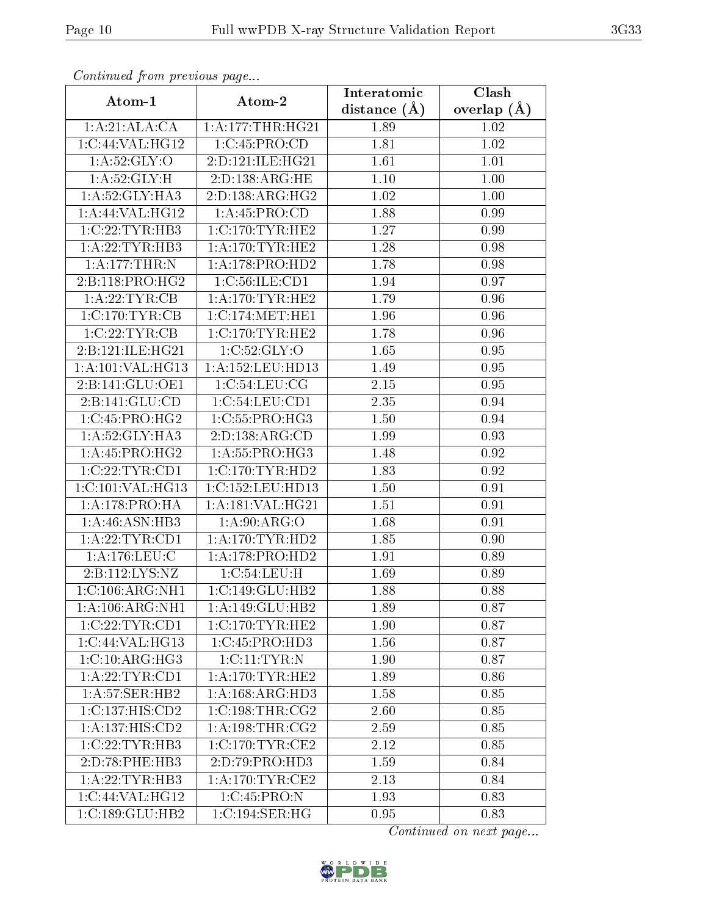*Continued from previous page...*

| Atom-1 | Atom-2 | Interatomic distance (Å) | Clash overlap (Å) |
|---|---|---|---|
| 1:A:21:ALA:CA | 1:A:177:THR:HG21 | 1.89 | 1.02 |
| 1:C:44:VAL:HG12 | 1:C:45:PRO:CD | 1.81 | 1.02 |
| 1:A:52:GLY:O | 2:D:121:ILE:HG21 | 1.61 | 1.01 |
| 1:A:52:GLY:H | 2:D:138:ARG:HE | 1.10 | 1.00 |
| 1:A:52:GLY:HA3 | 2:D:138:ARG:HG2 | 1.02 | 1.00 |
| 1:A:44:VAL:HG12 | 1:A:45:PRO:CD | 1.88 | 0.99 |
| 1:C:22:TYR:HB3 | 1:C:170:TYR:HE2 | 1.27 | 0.99 |
| 1:A:22:TYR:HB3 | 1:A:170:TYR:HE2 | 1.28 | 0.98 |
| 1:A:177:THR:N | 1:A:178:PRO:HD2 | 1.78 | 0.98 |
| 2:B:118:PRO:HG2 | 1:C:56:ILE:CD1 | 1.94 | 0.97 |
| 1:A:22:TYR:CB | 1:A:170:TYR:HE2 | 1.79 | 0.96 |
| 1:C:170:TYR:CB | 1:C:174:MET:HE1 | 1.96 | 0.96 |
| 1:C:22:TYR:CB | 1:C:170:TYR:HE2 | 1.78 | 0.96 |
| 2:B:121:ILE:HG21 | 1:C:52:GLY:O | 1.65 | 0.95 |
| 1:A:101:VAL:HG13 | 1:A:152:LEU:HD13 | 1.49 | 0.95 |
| 2:B:141:GLU:OE1 | 1:C:54:LEU:CG | 2.15 | 0.95 |
| 2:B:141:GLU:CD | 1:C:54:LEU:CD1 | 2.35 | 0.94 |
| 1:C:45:PRO:HG2 | 1:C:55:PRO:HG3 | 1.50 | 0.94 |
| 1:A:52:GLY:HA3 | 2:D:138:ARG:CD | 1.99 | 0.93 |
| 1:A:45:PRO:HG2 | 1:A:55:PRO:HG3 | 1.48 | 0.92 |
| 1:C:22:TYR:CD1 | 1:C:170:TYR:HD2 | 1.83 | 0.92 |
| 1:C:101:VAL:HG13 | 1:C:152:LEU:HD13 | 1.50 | 0.91 |
| 1:A:178:PRO:HA | 1:A:181:VAL:HG21 | 1.51 | 0.91 |
| 1:A:46:ASN:HB3 | 1:A:90:ARG:O | 1.68 | 0.91 |
| 1:A:22:TYR:CD1 | 1:A:170:TYR:HD2 | 1.85 | 0.90 |
| 1:A:176:LEU:C | 1:A:178:PRO:HD2 | 1.91 | 0.89 |
| 2:B:112:LYS:NZ | 1:C:54:LEU:H | 1.69 | 0.89 |
| 1:C:106:ARG:NH1 | 1:C:149:GLU:HB2 | 1.88 | 0.88 |
| 1:A:106:ARG:NH1 | 1:A:149:GLU:HB2 | 1.89 | 0.87 |
| 1:C:22:TYR:CD1 | 1:C:170:TYR:HE2 | 1.90 | 0.87 |
| 1:C:44:VAL:HG13 | 1:C:45:PRO:HD3 | 1.56 | 0.87 |
| 1:C:10:ARG:HG3 | 1:C:11:TYR:N | 1.90 | 0.87 |
| 1:A:22:TYR:CD1 | 1:A:170:TYR:HE2 | 1.89 | 0.86 |
| 1:A:57:SER:HB2 | 1:A:168:ARG:HD3 | 1.58 | 0.85 |
| 1:C:137:HIS:CD2 | 1:C:198:THR:CG2 | 2.60 | 0.85 |
| 1:A:137:HIS:CD2 | 1:A:198:THR:CG2 | 2.59 | 0.85 |
| 1:C:22:TYR:HB3 | 1:C:170:TYR:CE2 | 2.12 | 0.85 |
| 2:D:78:PHE:HB3 | 2:D:79:PRO:HD3 | 1.59 | 0.84 |
| 1:A:22:TYR:HB3 | 1:A:170:TYR:CE2 | 2.13 | 0.84 |
| 1:C:44:VAL:HG12 | 1:C:45:PRO:N | 1.93 | 0.83 |
| 1:C:189:GLU:HB2 | 1:C:194:SER:HG | 0.95 | 0.83 |

*Continued on next page...*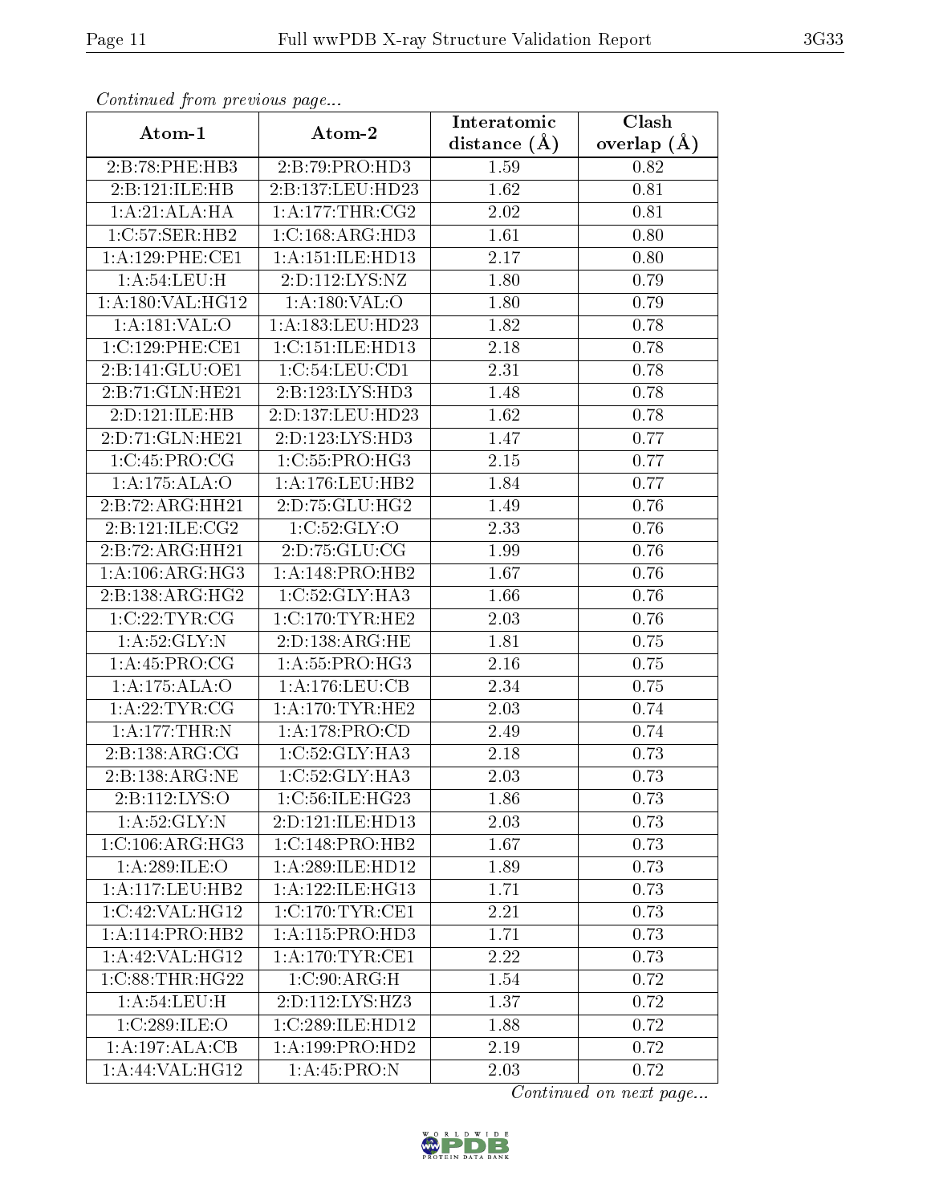*Continued from previous page...*

| Atom-1 | Atom-2 | Interatomic distance (Å) | Clash overlap (Å) |
| --- | --- | --- | --- |
| 2:B:78:PHE:HB3 | 2:B:79:PRO:HD3 | 1.59 | 0.82 |
| 2:B:121:ILE:HB | 2:B:137:LEU:HD23 | 1.62 | 0.81 |
| 1:A:21:ALA:HA | 1:A:177:THR:CG2 | 2.02 | 0.81 |
| 1:C:57:SER:HB2 | 1:C:168:ARG:HD3 | 1.61 | 0.80 |
| 1:A:129:PHE:CE1 | 1:A:151:ILE:HD13 | 2.17 | 0.80 |
| 1:A:54:LEU:H | 2:D:112:LYS:NZ | 1.80 | 0.79 |
| 1:A:180:VAL:HG12 | 1:A:180:VAL:O | 1.80 | 0.79 |
| 1:A:181:VAL:O | 1:A:183:LEU:HD23 | 1.82 | 0.78 |
| 1:C:129:PHE:CE1 | 1:C:151:ILE:HD13 | 2.18 | 0.78 |
| 2:B:141:GLU:OE1 | 1:C:54:LEU:CD1 | 2.31 | 0.78 |
| 2:B:71:GLN:HE21 | 2:B:123:LYS:HD3 | 1.48 | 0.78 |
| 2:D:121:ILE:HB | 2:D:137:LEU:HD23 | 1.62 | 0.78 |
| 2:D:71:GLN:HE21 | 2:D:123:LYS:HD3 | 1.47 | 0.77 |
| 1:C:45:PRO:CG | 1:C:55:PRO:HG3 | 2.15 | 0.77 |
| 1:A:175:ALA:O | 1:A:176:LEU:HB2 | 1.84 | 0.77 |
| 2:B:72:ARG:HH21 | 2:D:75:GLU:HG2 | 1.49 | 0.76 |
| 2:B:121:ILE:CG2 | 1:C:52:GLY:O | 2.33 | 0.76 |
| 2:B:72:ARG:HH21 | 2:D:75:GLU:CG | 1.99 | 0.76 |
| 1:A:106:ARG:HG3 | 1:A:148:PRO:HB2 | 1.67 | 0.76 |
| 2:B:138:ARG:HG2 | 1:C:52:GLY:HA3 | 1.66 | 0.76 |
| 1:C:22:TYR:CG | 1:C:170:TYR:HE2 | 2.03 | 0.76 |
| 1:A:52:GLY:N | 2:D:138:ARG:HE | 1.81 | 0.75 |
| 1:A:45:PRO:CG | 1:A:55:PRO:HG3 | 2.16 | 0.75 |
| 1:A:175:ALA:O | 1:A:176:LEU:CB | 2.34 | 0.75 |
| 1:A:22:TYR:CG | 1:A:170:TYR:HE2 | 2.03 | 0.74 |
| 1:A:177:THR:N | 1:A:178:PRO:CD | 2.49 | 0.74 |
| 2:B:138:ARG:CG | 1:C:52:GLY:HA3 | 2.18 | 0.73 |
| 2:B:138:ARG:NE | 1:C:52:GLY:HA3 | 2.03 | 0.73 |
| 2:B:112:LYS:O | 1:C:56:ILE:HG23 | 1.86 | 0.73 |
| 1:A:52:GLY:N | 2:D:121:ILE:HD13 | 2.03 | 0.73 |
| 1:C:106:ARG:HG3 | 1:C:148:PRO:HB2 | 1.67 | 0.73 |
| 1:A:289:ILE:O | 1:A:289:ILE:HD12 | 1.89 | 0.73 |
| 1:A:117:LEU:HB2 | 1:A:122:ILE:HG13 | 1.71 | 0.73 |
| 1:C:42:VAL:HG12 | 1:C:170:TYR:CE1 | 2.21 | 0.73 |
| 1:A:114:PRO:HB2 | 1:A:115:PRO:HD3 | 1.71 | 0.73 |
| 1:A:42:VAL:HG12 | 1:A:170:TYR:CE1 | 2.22 | 0.73 |
| 1:C:88:THR:HG22 | 1:C:90:ARG:H | 1.54 | 0.72 |
| 1:A:54:LEU:H | 2:D:112:LYS:HZ3 | 1.37 | 0.72 |
| 1:C:289:ILE:O | 1:C:289:ILE:HD12 | 1.88 | 0.72 |
| 1:A:197:ALA:CB | 1:A:199:PRO:HD2 | 2.19 | 0.72 |
| 1:A:44:VAL:HG12 | 1:A:45:PRO:N | 2.03 | 0.72 |

*Continued on next page...*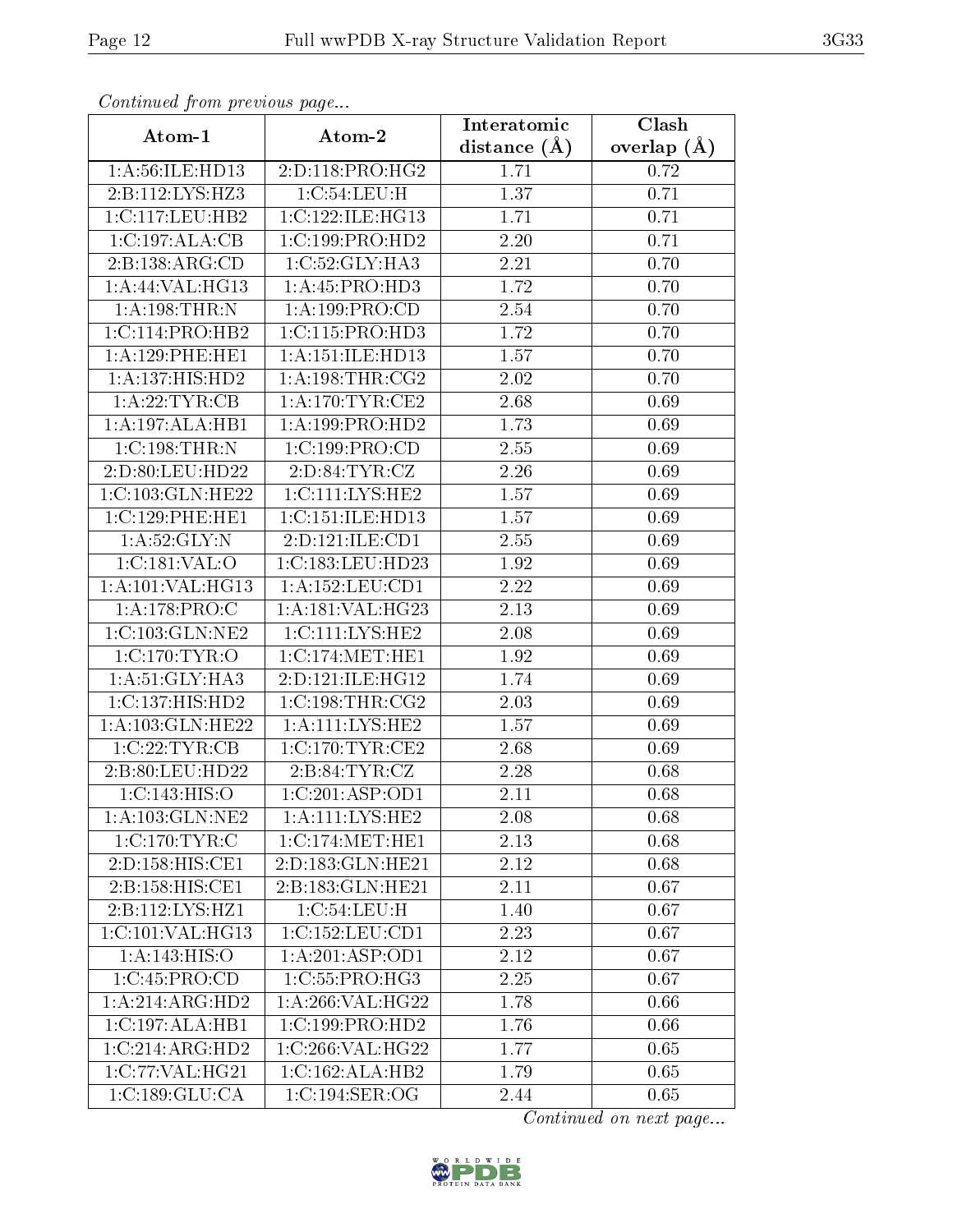*Continued from previous page...*

| Atom-1 | Atom-2 | Interatomic distance (Å) | Clash overlap (Å) |
|---|---|---|---|
| 1:A:56:ILE:HD13 | 2:D:118:PRO:HG2 | 1.71 | 0.72 |
| 2:B:112:LYS:HZ3 | 1:C:54:LEU:H | 1.37 | 0.71 |
| 1:C:117:LEU:HB2 | 1:C:122:ILE:HG13 | 1.71 | 0.71 |
| 1:C:197:ALA:CB | 1:C:199:PRO:HD2 | 2.20 | 0.71 |
| 2:B:138:ARG:CD | 1:C:52:GLY:HA3 | 2.21 | 0.70 |
| 1:A:44:VAL:HG13 | 1:A:45:PRO:HD3 | 1.72 | 0.70 |
| 1:A:198:THR:N | 1:A:199:PRO:CD | 2.54 | 0.70 |
| 1:C:114:PRO:HB2 | 1:C:115:PRO:HD3 | 1.72 | 0.70 |
| 1:A:129:PHE:HE1 | 1:A:151:ILE:HD13 | 1.57 | 0.70 |
| 1:A:137:HIS:HD2 | 1:A:198:THR:CG2 | 2.02 | 0.70 |
| 1:A:22:TYR:CB | 1:A:170:TYR:CE2 | 2.68 | 0.69 |
| 1:A:197:ALA:HB1 | 1:A:199:PRO:HD2 | 1.73 | 0.69 |
| 1:C:198:THR:N | 1:C:199:PRO:CD | 2.55 | 0.69 |
| 2:D:80:LEU:HD22 | 2:D:84:TYR:CZ | 2.26 | 0.69 |
| 1:C:103:GLN:HE22 | 1:C:111:LYS:HE2 | 1.57 | 0.69 |
| 1:C:129:PHE:HE1 | 1:C:151:ILE:HD13 | 1.57 | 0.69 |
| 1:A:52:GLY:N | 2:D:121:ILE:CD1 | 2.55 | 0.69 |
| 1:C:181:VAL:O | 1:C:183:LEU:HD23 | 1.92 | 0.69 |
| 1:A:101:VAL:HG13 | 1:A:152:LEU:CD1 | 2.22 | 0.69 |
| 1:A:178:PRO:C | 1:A:181:VAL:HG23 | 2.13 | 0.69 |
| 1:C:103:GLN:NE2 | 1:C:111:LYS:HE2 | 2.08 | 0.69 |
| 1:C:170:TYR:O | 1:C:174:MET:HE1 | 1.92 | 0.69 |
| 1:A:51:GLY:HA3 | 2:D:121:ILE:HG12 | 1.74 | 0.69 |
| 1:C:137:HIS:HD2 | 1:C:198:THR:CG2 | 2.03 | 0.69 |
| 1:A:103:GLN:HE22 | 1:A:111:LYS:HE2 | 1.57 | 0.69 |
| 1:C:22:TYR:CB | 1:C:170:TYR:CE2 | 2.68 | 0.69 |
| 2:B:80:LEU:HD22 | 2:B:84:TYR:CZ | 2.28 | 0.68 |
| 1:C:143:HIS:O | 1:C:201:ASP:OD1 | 2.11 | 0.68 |
| 1:A:103:GLN:NE2 | 1:A:111:LYS:HE2 | 2.08 | 0.68 |
| 1:C:170:TYR:C | 1:C:174:MET:HE1 | 2.13 | 0.68 |
| 2:D:158:HIS:CE1 | 2:D:183:GLN:HE21 | 2.12 | 0.68 |
| 2:B:158:HIS:CE1 | 2:B:183:GLN:HE21 | 2.11 | 0.67 |
| 2:B:112:LYS:HZ1 | 1:C:54:LEU:H | 1.40 | 0.67 |
| 1:C:101:VAL:HG13 | 1:C:152:LEU:CD1 | 2.23 | 0.67 |
| 1:A:143:HIS:O | 1:A:201:ASP:OD1 | 2.12 | 0.67 |
| 1:C:45:PRO:CD | 1:C:55:PRO:HG3 | 2.25 | 0.67 |
| 1:A:214:ARG:HD2 | 1:A:266:VAL:HG22 | 1.78 | 0.66 |
| 1:C:197:ALA:HB1 | 1:C:199:PRO:HD2 | 1.76 | 0.66 |
| 1:C:214:ARG:HD2 | 1:C:266:VAL:HG22 | 1.77 | 0.65 |
| 1:C:77:VAL:HG21 | 1:C:162:ALA:HB2 | 1.79 | 0.65 |
| 1:C:189:GLU:CA | 1:C:194:SER:OG | 2.44 | 0.65 |

*Continued on next page...*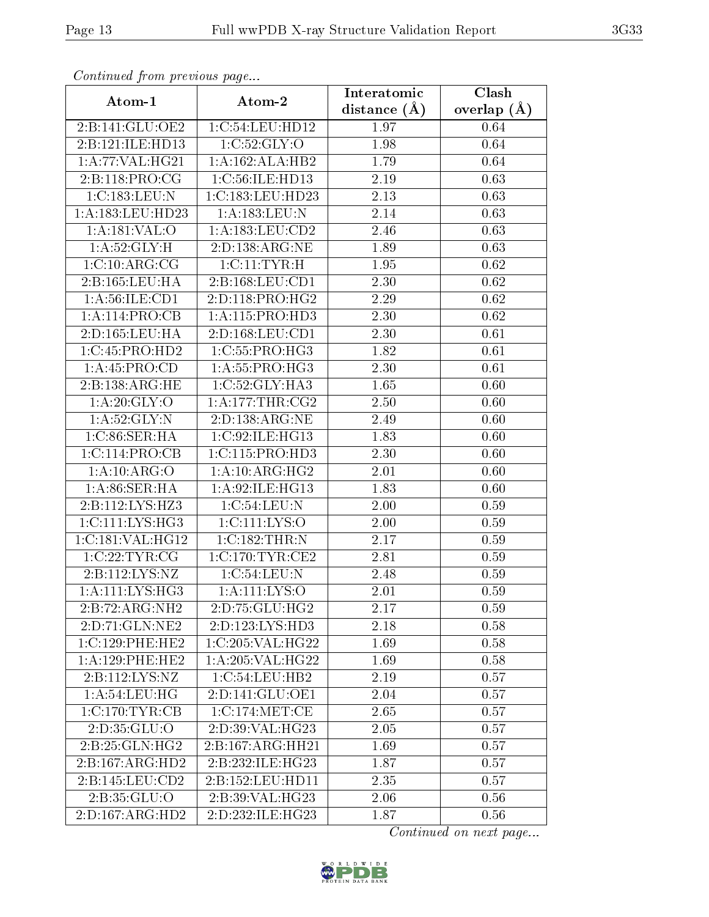*Continued from previous page...*

| Atom-1 | Atom-2 | Interatomic distance (Å) | Clash overlap (Å) |
|---|---|---|---|
| 2:B:141:GLU:OE2 | 1:C:54:LEU:HD12 | 1.97 | 0.64 |
| 2:B:121:ILE:HD13 | 1:C:52:GLY:O | 1.98 | 0.64 |
| 1:A:77:VAL:HG21 | 1:A:162:ALA:HB2 | 1.79 | 0.64 |
| 2:B:118:PRO:CG | 1:C:56:ILE:HD13 | 2.19 | 0.63 |
| 1:C:183:LEU:N | 1:C:183:LEU:HD23 | 2.13 | 0.63 |
| 1:A:183:LEU:HD23 | 1:A:183:LEU:N | 2.14 | 0.63 |
| 1:A:181:VAL:O | 1:A:183:LEU:CD2 | 2.46 | 0.63 |
| 1:A:52:GLY:H | 2:D:138:ARG:NE | 1.89 | 0.63 |
| 1:C:10:ARG:CG | 1:C:11:TYR:H | 1.95 | 0.62 |
| 2:B:165:LEU:HA | 2:B:168:LEU:CD1 | 2.30 | 0.62 |
| 1:A:56:ILE:CD1 | 2:D:118:PRO:HG2 | 2.29 | 0.62 |
| 1:A:114:PRO:CB | 1:A:115:PRO:HD3 | 2.30 | 0.62 |
| 2:D:165:LEU:HA | 2:D:168:LEU:CD1 | 2.30 | 0.61 |
| 1:C:45:PRO:HD2 | 1:C:55:PRO:HG3 | 1.82 | 0.61 |
| 1:A:45:PRO:CD | 1:A:55:PRO:HG3 | 2.30 | 0.61 |
| 2:B:138:ARG:HE | 1:C:52:GLY:HA3 | 1.65 | 0.60 |
| 1:A:20:GLY:O | 1:A:177:THR:CG2 | 2.50 | 0.60 |
| 1:A:52:GLY:N | 2:D:138:ARG:NE | 2.49 | 0.60 |
| 1:C:86:SER:HA | 1:C:92:ILE:HG13 | 1.83 | 0.60 |
| 1:C:114:PRO:CB | 1:C:115:PRO:HD3 | 2.30 | 0.60 |
| 1:A:10:ARG:O | 1:A:10:ARG:HG2 | 2.01 | 0.60 |
| 1:A:86:SER:HA | 1:A:92:ILE:HG13 | 1.83 | 0.60 |
| 2:B:112:LYS:HZ3 | 1:C:54:LEU:N | 2.00 | 0.59 |
| 1:C:111:LYS:HG3 | 1:C:111:LYS:O | 2.00 | 0.59 |
| 1:C:181:VAL:HG12 | 1:C:182:THR:N | 2.17 | 0.59 |
| 1:C:22:TYR:CG | 1:C:170:TYR:CE2 | 2.81 | 0.59 |
| 2:B:112:LYS:NZ | 1:C:54:LEU:N | 2.48 | 0.59 |
| 1:A:111:LYS:HG3 | 1:A:111:LYS:O | 2.01 | 0.59 |
| 2:B:72:ARG:NH2 | 2:D:75:GLU:HG2 | 2.17 | 0.59 |
| 2:D:71:GLN:NE2 | 2:D:123:LYS:HD3 | 2.18 | 0.58 |
| 1:C:129:PHE:HE2 | 1:C:205:VAL:HG22 | 1.69 | 0.58 |
| 1:A:129:PHE:HE2 | 1:A:205:VAL:HG22 | 1.69 | 0.58 |
| 2:B:112:LYS:NZ | 1:C:54:LEU:HB2 | 2.19 | 0.57 |
| 1:A:54:LEU:HG | 2:D:141:GLU:OE1 | 2.04 | 0.57 |
| 1:C:170:TYR:CB | 1:C:174:MET:CE | 2.65 | 0.57 |
| 2:D:35:GLU:O | 2:D:39:VAL:HG23 | 2.05 | 0.57 |
| 2:B:25:GLN:HG2 | 2:B:167:ARG:HH21 | 1.69 | 0.57 |
| 2:B:167:ARG:HD2 | 2:B:232:ILE:HG23 | 1.87 | 0.57 |
| 2:B:145:LEU:CD2 | 2:B:152:LEU:HD11 | 2.35 | 0.57 |
| 2:B:35:GLU:O | 2:B:39:VAL:HG23 | 2.06 | 0.56 |
| 2:D:167:ARG:HD2 | 2:D:232:ILE:HG23 | 1.87 | 0.56 |

*Continued on next page...*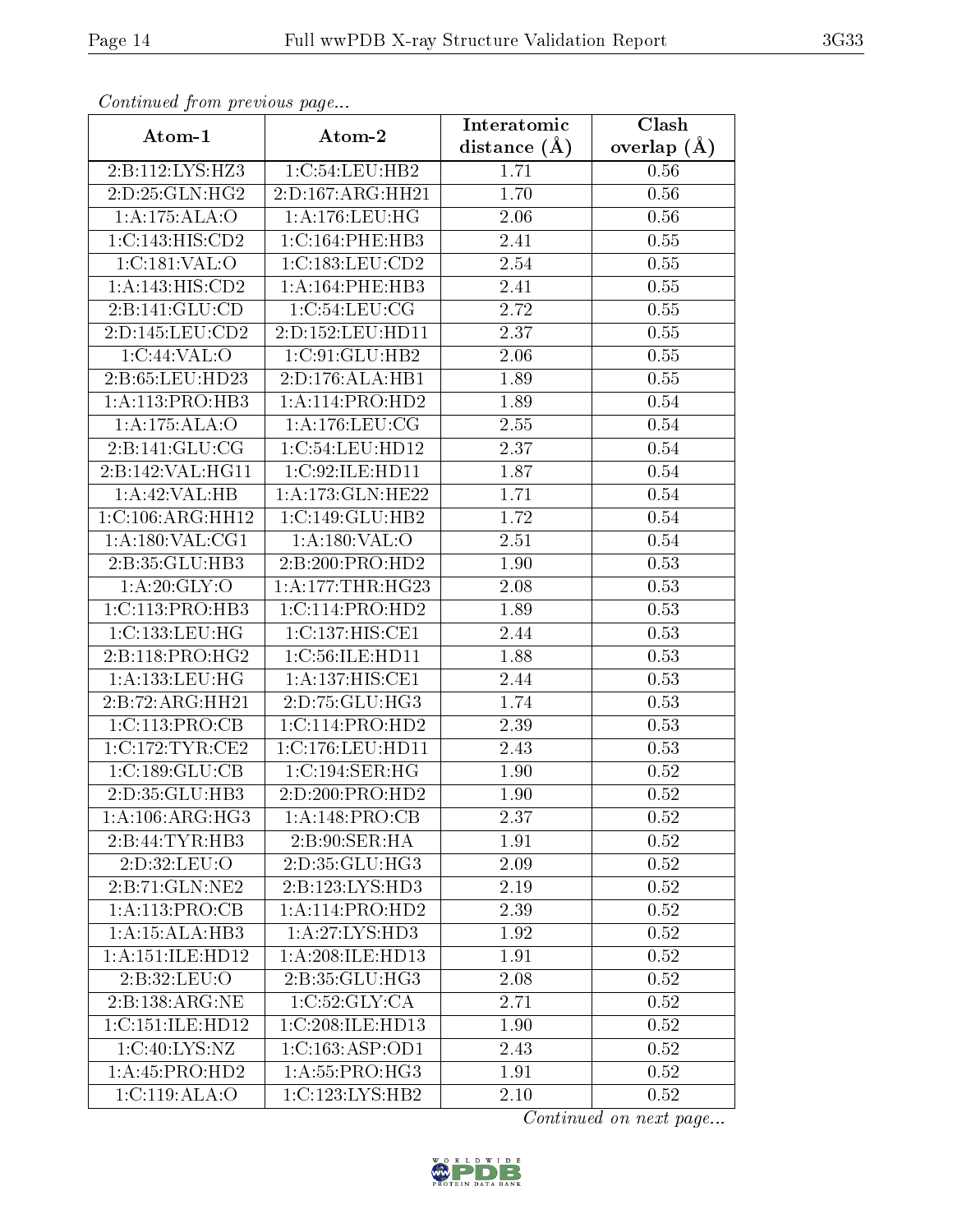*Continued from previous page...*

| Atom-1 | Atom-2 | Interatomic distance (Å) | Clash overlap (Å) |
|---|---|---|---|
| 2:B:112:LYS:HZ3 | 1:C:54:LEU:HB2 | 1.71 | 0.56 |
| 2:D:25:GLN:HG2 | 2:D:167:ARG:HH21 | 1.70 | 0.56 |
| 1:A:175:ALA:O | 1:A:176:LEU:HG | 2.06 | 0.56 |
| 1:C:143:HIS:CD2 | 1:C:164:PHE:HB3 | 2.41 | 0.55 |
| 1:C:181:VAL:O | 1:C:183:LEU:CD2 | 2.54 | 0.55 |
| 1:A:143:HIS:CD2 | 1:A:164:PHE:HB3 | 2.41 | 0.55 |
| 2:B:141:GLU:CD | 1:C:54:LEU:CG | 2.72 | 0.55 |
| 2:D:145:LEU:CD2 | 2:D:152:LEU:HD11 | 2.37 | 0.55 |
| 1:C:44:VAL:O | 1:C:91:GLU:HB2 | 2.06 | 0.55 |
| 2:B:65:LEU:HD23 | 2:D:176:ALA:HB1 | 1.89 | 0.55 |
| 1:A:113:PRO:HB3 | 1:A:114:PRO:HD2 | 1.89 | 0.54 |
| 1:A:175:ALA:O | 1:A:176:LEU:CG | 2.55 | 0.54 |
| 2:B:141:GLU:CG | 1:C:54:LEU:HD12 | 2.37 | 0.54 |
| 2:B:142:VAL:HG11 | 1:C:92:ILE:HD11 | 1.87 | 0.54 |
| 1:A:42:VAL:HB | 1:A:173:GLN:HE22 | 1.71 | 0.54 |
| 1:C:106:ARG:HH12 | 1:C:149:GLU:HB2 | 1.72 | 0.54 |
| 1:A:180:VAL:CG1 | 1:A:180:VAL:O | 2.51 | 0.54 |
| 2:B:35:GLU:HB3 | 2:B:200:PRO:HD2 | 1.90 | 0.53 |
| 1:A:20:GLY:O | 1:A:177:THR:HG23 | 2.08 | 0.53 |
| 1:C:113:PRO:HB3 | 1:C:114:PRO:HD2 | 1.89 | 0.53 |
| 1:C:133:LEU:HG | 1:C:137:HIS:CE1 | 2.44 | 0.53 |
| 2:B:118:PRO:HG2 | 1:C:56:ILE:HD11 | 1.88 | 0.53 |
| 1:A:133:LEU:HG | 1:A:137:HIS:CE1 | 2.44 | 0.53 |
| 2:B:72:ARG:HH21 | 2:D:75:GLU:HG3 | 1.74 | 0.53 |
| 1:C:113:PRO:CB | 1:C:114:PRO:HD2 | 2.39 | 0.53 |
| 1:C:172:TYR:CE2 | 1:C:176:LEU:HD11 | 2.43 | 0.53 |
| 1:C:189:GLU:CB | 1:C:194:SER:HG | 1.90 | 0.52 |
| 2:D:35:GLU:HB3 | 2:D:200:PRO:HD2 | 1.90 | 0.52 |
| 1:A:106:ARG:HG3 | 1:A:148:PRO:CB | 2.37 | 0.52 |
| 2:B:44:TYR:HB3 | 2:B:90:SER:HA | 1.91 | 0.52 |
| 2:D:32:LEU:O | 2:D:35:GLU:HG3 | 2.09 | 0.52 |
| 2:B:71:GLN:NE2 | 2:B:123:LYS:HD3 | 2.19 | 0.52 |
| 1:A:113:PRO:CB | 1:A:114:PRO:HD2 | 2.39 | 0.52 |
| 1:A:15:ALA:HB3 | 1:A:27:LYS:HD3 | 1.92 | 0.52 |
| 1:A:151:ILE:HD12 | 1:A:208:ILE:HD13 | 1.91 | 0.52 |
| 2:B:32:LEU:O | 2:B:35:GLU:HG3 | 2.08 | 0.52 |
| 2:B:138:ARG:NE | 1:C:52:GLY:CA | 2.71 | 0.52 |
| 1:C:151:ILE:HD12 | 1:C:208:ILE:HD13 | 1.90 | 0.52 |
| 1:C:40:LYS:NZ | 1:C:163:ASP:OD1 | 2.43 | 0.52 |
| 1:A:45:PRO:HD2 | 1:A:55:PRO:HG3 | 1.91 | 0.52 |
| 1:C:119:ALA:O | 1:C:123:LYS:HB2 | 2.10 | 0.52 |

*Continued on next page...*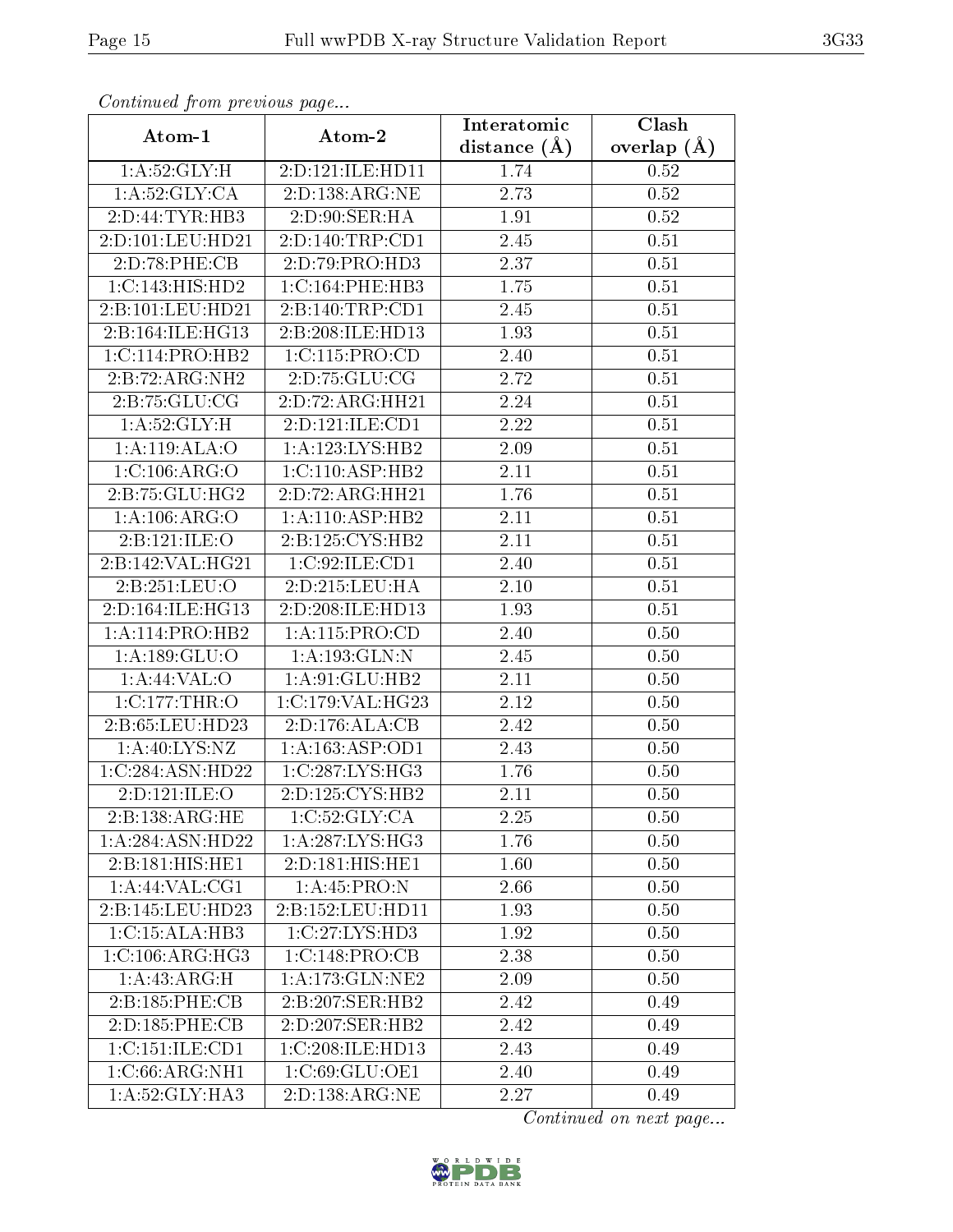*Continued from previous page...*

| Atom-1 | Atom-2 | Interatomic distance (Å) | Clash overlap (Å) |
| --- | --- | --- | --- |
| 1:A:52:GLY:H | 2:D:121:ILE:HD11 | 1.74 | 0.52 |
| 1:A:52:GLY:CA | 2:D:138:ARG:NE | 2.73 | 0.52 |
| 2:D:44:TYR:HB3 | 2:D:90:SER:HA | 1.91 | 0.52 |
| 2:D:101:LEU:HD21 | 2:D:140:TRP:CD1 | 2.45 | 0.51 |
| 2:D:78:PHE:CB | 2:D:79:PRO:HD3 | 2.37 | 0.51 |
| 1:C:143:HIS:HD2 | 1:C:164:PHE:HB3 | 1.75 | 0.51 |
| 2:B:101:LEU:HD21 | 2:B:140:TRP:CD1 | 2.45 | 0.51 |
| 2:B:164:ILE:HG13 | 2:B:208:ILE:HD13 | 1.93 | 0.51 |
| 1:C:114:PRO:HB2 | 1:C:115:PRO:CD | 2.40 | 0.51 |
| 2:B:72:ARG:NH2 | 2:D:75:GLU:CG | 2.72 | 0.51 |
| 2:B:75:GLU:CG | 2:D:72:ARG:HH21 | 2.24 | 0.51 |
| 1:A:52:GLY:H | 2:D:121:ILE:CD1 | 2.22 | 0.51 |
| 1:A:119:ALA:O | 1:A:123:LYS:HB2 | 2.09 | 0.51 |
| 1:C:106:ARG:O | 1:C:110:ASP:HB2 | 2.11 | 0.51 |
| 2:B:75:GLU:HG2 | 2:D:72:ARG:HH21 | 1.76 | 0.51 |
| 1:A:106:ARG:O | 1:A:110:ASP:HB2 | 2.11 | 0.51 |
| 2:B:121:ILE:O | 2:B:125:CYS:HB2 | 2.11 | 0.51 |
| 2:B:142:VAL:HG21 | 1:C:92:ILE:CD1 | 2.40 | 0.51 |
| 2:B:251:LEU:O | 2:D:215:LEU:HA | 2.10 | 0.51 |
| 2:D:164:ILE:HG13 | 2:D:208:ILE:HD13 | 1.93 | 0.51 |
| 1:A:114:PRO:HB2 | 1:A:115:PRO:CD | 2.40 | 0.50 |
| 1:A:189:GLU:O | 1:A:193:GLN:N | 2.45 | 0.50 |
| 1:A:44:VAL:O | 1:A:91:GLU:HB2 | 2.11 | 0.50 |
| 1:C:177:THR:O | 1:C:179:VAL:HG23 | 2.12 | 0.50 |
| 2:B:65:LEU:HD23 | 2:D:176:ALA:CB | 2.42 | 0.50 |
| 1:A:40:LYS:NZ | 1:A:163:ASP:OD1 | 2.43 | 0.50 |
| 1:C:284:ASN:HD22 | 1:C:287:LYS:HG3 | 1.76 | 0.50 |
| 2:D:121:ILE:O | 2:D:125:CYS:HB2 | 2.11 | 0.50 |
| 2:B:138:ARG:HE | 1:C:52:GLY:CA | 2.25 | 0.50 |
| 1:A:284:ASN:HD22 | 1:A:287:LYS:HG3 | 1.76 | 0.50 |
| 2:B:181:HIS:HE1 | 2:D:181:HIS:HE1 | 1.60 | 0.50 |
| 1:A:44:VAL:CG1 | 1:A:45:PRO:N | 2.66 | 0.50 |
| 2:B:145:LEU:HD23 | 2:B:152:LEU:HD11 | 1.93 | 0.50 |
| 1:C:15:ALA:HB3 | 1:C:27:LYS:HD3 | 1.92 | 0.50 |
| 1:C:106:ARG:HG3 | 1:C:148:PRO:CB | 2.38 | 0.50 |
| 1:A:43:ARG:H | 1:A:173:GLN:NE2 | 2.09 | 0.50 |
| 2:B:185:PHE:CB | 2:B:207:SER:HB2 | 2.42 | 0.49 |
| 2:D:185:PHE:CB | 2:D:207:SER:HB2 | 2.42 | 0.49 |
| 1:C:151:ILE:CD1 | 1:C:208:ILE:HD13 | 2.43 | 0.49 |
| 1:C:66:ARG:NH1 | 1:C:69:GLU:OE1 | 2.40 | 0.49 |
| 1:A:52:GLY:HA3 | 2:D:138:ARG:NE | 2.27 | 0.49 |

*Continued on next page...*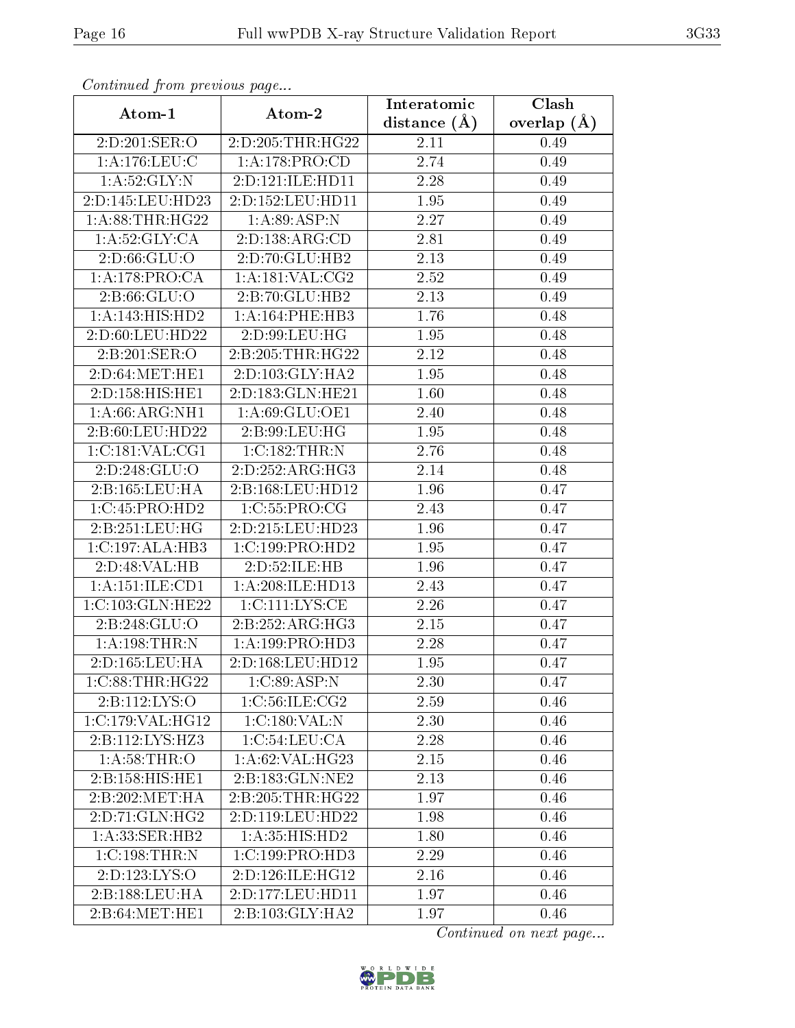*Continued from previous page...*

| Atom-1 | Atom-2 | Interatomic distance (Å) | Clash overlap (Å) |
|---|---|---|---|
| 2:D:201:SER:O | 2:D:205:THR:HG22 | 2.11 | 0.49 |
| 1:A:176:LEU:C | 1:A:178:PRO:CD | 2.74 | 0.49 |
| 1:A:52:GLY:N | 2:D:121:ILE:HD11 | 2.28 | 0.49 |
| 2:D:145:LEU:HD23 | 2:D:152:LEU:HD11 | 1.95 | 0.49 |
| 1:A:88:THR:HG22 | 1:A:89:ASP:N | 2.27 | 0.49 |
| 1:A:52:GLY:CA | 2:D:138:ARG:CD | 2.81 | 0.49 |
| 2:D:66:GLU:O | 2:D:70:GLU:HB2 | 2.13 | 0.49 |
| 1:A:178:PRO:CA | 1:A:181:VAL:CG2 | 2.52 | 0.49 |
| 2:B:66:GLU:O | 2:B:70:GLU:HB2 | 2.13 | 0.49 |
| 1:A:143:HIS:HD2 | 1:A:164:PHE:HB3 | 1.76 | 0.48 |
| 2:D:60:LEU:HD22 | 2:D:99:LEU:HG | 1.95 | 0.48 |
| 2:B:201:SER:O | 2:B:205:THR:HG22 | 2.12 | 0.48 |
| 2:D:64:MET:HE1 | 2:D:103:GLY:HA2 | 1.95 | 0.48 |
| 2:D:158:HIS:HE1 | 2:D:183:GLN:HE21 | 1.60 | 0.48 |
| 1:A:66:ARG:NH1 | 1:A:69:GLU:OE1 | 2.40 | 0.48 |
| 2:B:60:LEU:HD22 | 2:B:99:LEU:HG | 1.95 | 0.48 |
| 1:C:181:VAL:CG1 | 1:C:182:THR:N | 2.76 | 0.48 |
| 2:D:248:GLU:O | 2:D:252:ARG:HG3 | 2.14 | 0.48 |
| 2:B:165:LEU:HA | 2:B:168:LEU:HD12 | 1.96 | 0.47 |
| 1:C:45:PRO:HD2 | 1:C:55:PRO:CG | 2.43 | 0.47 |
| 2:B:251:LEU:HG | 2:D:215:LEU:HD23 | 1.96 | 0.47 |
| 1:C:197:ALA:HB3 | 1:C:199:PRO:HD2 | 1.95 | 0.47 |
| 2:D:48:VAL:HB | 2:D:52:ILE:HB | 1.96 | 0.47 |
| 1:A:151:ILE:CD1 | 1:A:208:ILE:HD13 | 2.43 | 0.47 |
| 1:C:103:GLN:HE22 | 1:C:111:LYS:CE | 2.26 | 0.47 |
| 2:B:248:GLU:O | 2:B:252:ARG:HG3 | 2.15 | 0.47 |
| 1:A:198:THR:N | 1:A:199:PRO:HD3 | 2.28 | 0.47 |
| 2:D:165:LEU:HA | 2:D:168:LEU:HD12 | 1.95 | 0.47 |
| 1:C:88:THR:HG22 | 1:C:89:ASP:N | 2.30 | 0.47 |
| 2:B:112:LYS:O | 1:C:56:ILE:CG2 | 2.59 | 0.46 |
| 1:C:179:VAL:HG12 | 1:C:180:VAL:N | 2.30 | 0.46 |
| 2:B:112:LYS:HZ3 | 1:C:54:LEU:CA | 2.28 | 0.46 |
| 1:A:58:THR:O | 1:A:62:VAL:HG23 | 2.15 | 0.46 |
| 2:B:158:HIS:HE1 | 2:B:183:GLN:NE2 | 2.13 | 0.46 |
| 2:B:202:MET:HA | 2:B:205:THR:HG22 | 1.97 | 0.46 |
| 2:D:71:GLN:HG2 | 2:D:119:LEU:HD22 | 1.98 | 0.46 |
| 1:A:33:SER:HB2 | 1:A:35:HIS:HD2 | 1.80 | 0.46 |
| 1:C:198:THR:N | 1:C:199:PRO:HD3 | 2.29 | 0.46 |
| 2:D:123:LYS:O | 2:D:126:ILE:HG12 | 2.16 | 0.46 |
| 2:B:188:LEU:HA | 2:D:177:LEU:HD11 | 1.97 | 0.46 |
| 2:B:64:MET:HE1 | 2:B:103:GLY:HA2 | 1.97 | 0.46 |

*Continued on next page...*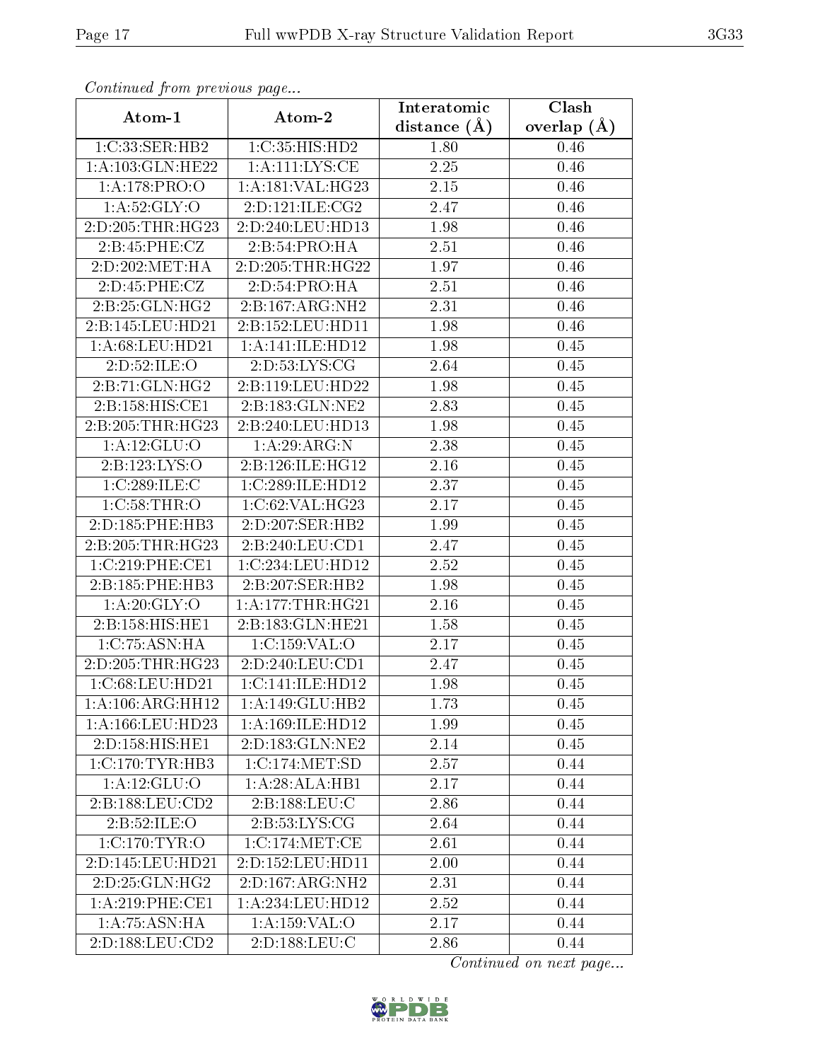*Continued from previous page...*

| Atom-1 | Atom-2 | Interatomic distance (Å) | Clash overlap (Å) |
|---|---|---|---|
| 1:C:33:SER:HB2 | 1:C:35:HIS:HD2 | 1.80 | 0.46 |
| 1:A:103:GLN:HE22 | 1:A:111:LYS:CE | 2.25 | 0.46 |
| 1:A:178:PRO:O | 1:A:181:VAL:HG23 | 2.15 | 0.46 |
| 1:A:52:GLY:O | 2:D:121:ILE:CG2 | 2.47 | 0.46 |
| 2:D:205:THR:HG23 | 2:D:240:LEU:HD13 | 1.98 | 0.46 |
| 2:B:45:PHE:CZ | 2:B:54:PRO:HA | 2.51 | 0.46 |
| 2:D:202:MET:HA | 2:D:205:THR:HG22 | 1.97 | 0.46 |
| 2:D:45:PHE:CZ | 2:D:54:PRO:HA | 2.51 | 0.46 |
| 2:B:25:GLN:HG2 | 2:B:167:ARG:NH2 | 2.31 | 0.46 |
| 2:B:145:LEU:HD21 | 2:B:152:LEU:HD11 | 1.98 | 0.46 |
| 1:A:68:LEU:HD21 | 1:A:141:ILE:HD12 | 1.98 | 0.45 |
| 2:D:52:ILE:O | 2:D:53:LYS:CG | 2.64 | 0.45 |
| 2:B:71:GLN:HG2 | 2:B:119:LEU:HD22 | 1.98 | 0.45 |
| 2:B:158:HIS:CE1 | 2:B:183:GLN:NE2 | 2.83 | 0.45 |
| 2:B:205:THR:HG23 | 2:B:240:LEU:HD13 | 1.98 | 0.45 |
| 1:A:12:GLU:O | 1:A:29:ARG:N | 2.38 | 0.45 |
| 2:B:123:LYS:O | 2:B:126:ILE:HG12 | 2.16 | 0.45 |
| 1:C:289:ILE:C | 1:C:289:ILE:HD12 | 2.37 | 0.45 |
| 1:C:58:THR:O | 1:C:62:VAL:HG23 | 2.17 | 0.45 |
| 2:D:185:PHE:HB3 | 2:D:207:SER:HB2 | 1.99 | 0.45 |
| 2:B:205:THR:HG23 | 2:B:240:LEU:CD1 | 2.47 | 0.45 |
| 1:C:219:PHE:CE1 | 1:C:234:LEU:HD12 | 2.52 | 0.45 |
| 2:B:185:PHE:HB3 | 2:B:207:SER:HB2 | 1.98 | 0.45 |
| 1:A:20:GLY:O | 1:A:177:THR:HG21 | 2.16 | 0.45 |
| 2:B:158:HIS:HE1 | 2:B:183:GLN:HE21 | 1.58 | 0.45 |
| 1:C:75:ASN:HA | 1:C:159:VAL:O | 2.17 | 0.45 |
| 2:D:205:THR:HG23 | 2:D:240:LEU:CD1 | 2.47 | 0.45 |
| 1:C:68:LEU:HD21 | 1:C:141:ILE:HD12 | 1.98 | 0.45 |
| 1:A:106:ARG:HH12 | 1:A:149:GLU:HB2 | 1.73 | 0.45 |
| 1:A:166:LEU:HD23 | 1:A:169:ILE:HD12 | 1.99 | 0.45 |
| 2:D:158:HIS:HE1 | 2:D:183:GLN:NE2 | 2.14 | 0.45 |
| 1:C:170:TYR:HB3 | 1:C:174:MET:SD | 2.57 | 0.44 |
| 1:A:12:GLU:O | 1:A:28:ALA:HB1 | 2.17 | 0.44 |
| 2:B:188:LEU:CD2 | 2:B:188:LEU:C | 2.86 | 0.44 |
| 2:B:52:ILE:O | 2:B:53:LYS:CG | 2.64 | 0.44 |
| 1:C:170:TYR:O | 1:C:174:MET:CE | 2.61 | 0.44 |
| 2:D:145:LEU:HD21 | 2:D:152:LEU:HD11 | 2.00 | 0.44 |
| 2:D:25:GLN:HG2 | 2:D:167:ARG:NH2 | 2.31 | 0.44 |
| 1:A:219:PHE:CE1 | 1:A:234:LEU:HD12 | 2.52 | 0.44 |
| 1:A:75:ASN:HA | 1:A:159:VAL:O | 2.17 | 0.44 |
| 2:D:188:LEU:CD2 | 2:D:188:LEU:C | 2.86 | 0.44 |

*Continued on next page...*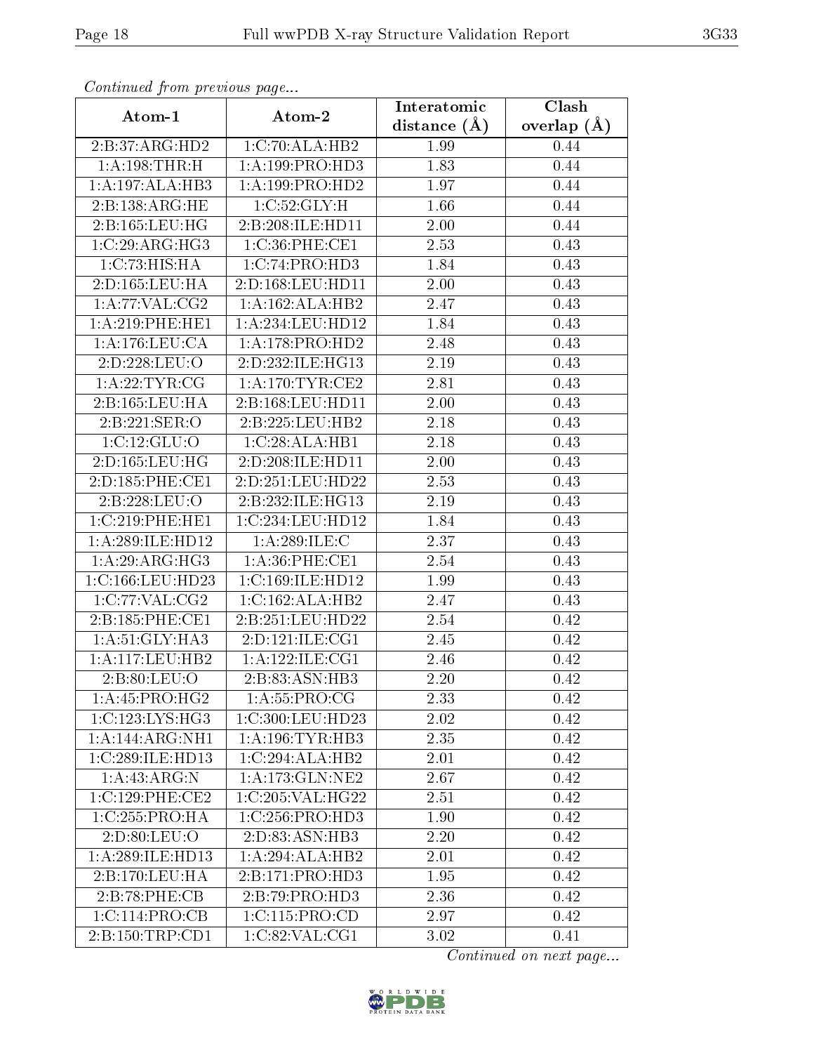*Continued from previous page...*

| Atom-1 | Atom-2 | Interatomic distance (Å) | Clash overlap (Å) |
|---|---|---|---|
| 2:B:37:ARG:HD2 | 1:C:70:ALA:HB2 | 1.99 | 0.44 |
| 1:A:198:THR:H | 1:A:199:PRO:HD3 | 1.83 | 0.44 |
| 1:A:197:ALA:HB3 | 1:A:199:PRO:HD2 | 1.97 | 0.44 |
| 2:B:138:ARG:HE | 1:C:52:GLY:H | 1.66 | 0.44 |
| 2:B:165:LEU:HG | 2:B:208:ILE:HD11 | 2.00 | 0.44 |
| 1:C:29:ARG:HG3 | 1:C:36:PHE:CE1 | 2.53 | 0.43 |
| 1:C:73:HIS:HA | 1:C:74:PRO:HD3 | 1.84 | 0.43 |
| 2:D:165:LEU:HA | 2:D:168:LEU:HD11 | 2.00 | 0.43 |
| 1:A:77:VAL:CG2 | 1:A:162:ALA:HB2 | 2.47 | 0.43 |
| 1:A:219:PHE:HE1 | 1:A:234:LEU:HD12 | 1.84 | 0.43 |
| 1:A:176:LEU:CA | 1:A:178:PRO:HD2 | 2.48 | 0.43 |
| 2:D:228:LEU:O | 2:D:232:ILE:HG13 | 2.19 | 0.43 |
| 1:A:22:TYR:CG | 1:A:170:TYR:CE2 | 2.81 | 0.43 |
| 2:B:165:LEU:HA | 2:B:168:LEU:HD11 | 2.00 | 0.43 |
| 2:B:221:SER:O | 2:B:225:LEU:HB2 | 2.18 | 0.43 |
| 1:C:12:GLU:O | 1:C:28:ALA:HB1 | 2.18 | 0.43 |
| 2:D:165:LEU:HG | 2:D:208:ILE:HD11 | 2.00 | 0.43 |
| 2:D:185:PHE:CE1 | 2:D:251:LEU:HD22 | 2.53 | 0.43 |
| 2:B:228:LEU:O | 2:B:232:ILE:HG13 | 2.19 | 0.43 |
| 1:C:219:PHE:HE1 | 1:C:234:LEU:HD12 | 1.84 | 0.43 |
| 1:A:289:ILE:HD12 | 1:A:289:ILE:C | 2.37 | 0.43 |
| 1:A:29:ARG:HG3 | 1:A:36:PHE:CE1 | 2.54 | 0.43 |
| 1:C:166:LEU:HD23 | 1:C:169:ILE:HD12 | 1.99 | 0.43 |
| 1:C:77:VAL:CG2 | 1:C:162:ALA:HB2 | 2.47 | 0.43 |
| 2:B:185:PHE:CE1 | 2:B:251:LEU:HD22 | 2.54 | 0.42 |
| 1:A:51:GLY:HA3 | 2:D:121:ILE:CG1 | 2.45 | 0.42 |
| 1:A:117:LEU:HB2 | 1:A:122:ILE:CG1 | 2.46 | 0.42 |
| 2:B:80:LEU:O | 2:B:83:ASN:HB3 | 2.20 | 0.42 |
| 1:A:45:PRO:HG2 | 1:A:55:PRO:CG | 2.33 | 0.42 |
| 1:C:123:LYS:HG3 | 1:C:300:LEU:HD23 | 2.02 | 0.42 |
| 1:A:144:ARG:NH1 | 1:A:196:TYR:HB3 | 2.35 | 0.42 |
| 1:C:289:ILE:HD13 | 1:C:294:ALA:HB2 | 2.01 | 0.42 |
| 1:A:43:ARG:N | 1:A:173:GLN:NE2 | 2.67 | 0.42 |
| 1:C:129:PHE:CE2 | 1:C:205:VAL:HG22 | 2.51 | 0.42 |
| 1:C:255:PRO:HA | 1:C:256:PRO:HD3 | 1.90 | 0.42 |
| 2:D:80:LEU:O | 2:D:83:ASN:HB3 | 2.20 | 0.42 |
| 1:A:289:ILE:HD13 | 1:A:294:ALA:HB2 | 2.01 | 0.42 |
| 2:B:170:LEU:HA | 2:B:171:PRO:HD3 | 1.95 | 0.42 |
| 2:B:78:PHE:CB | 2:B:79:PRO:HD3 | 2.36 | 0.42 |
| 1:C:114:PRO:CB | 1:C:115:PRO:CD | 2.97 | 0.42 |
| 2:B:150:TRP:CD1 | 1:C:82:VAL:CG1 | 3.02 | 0.41 |

*Continued on next page...*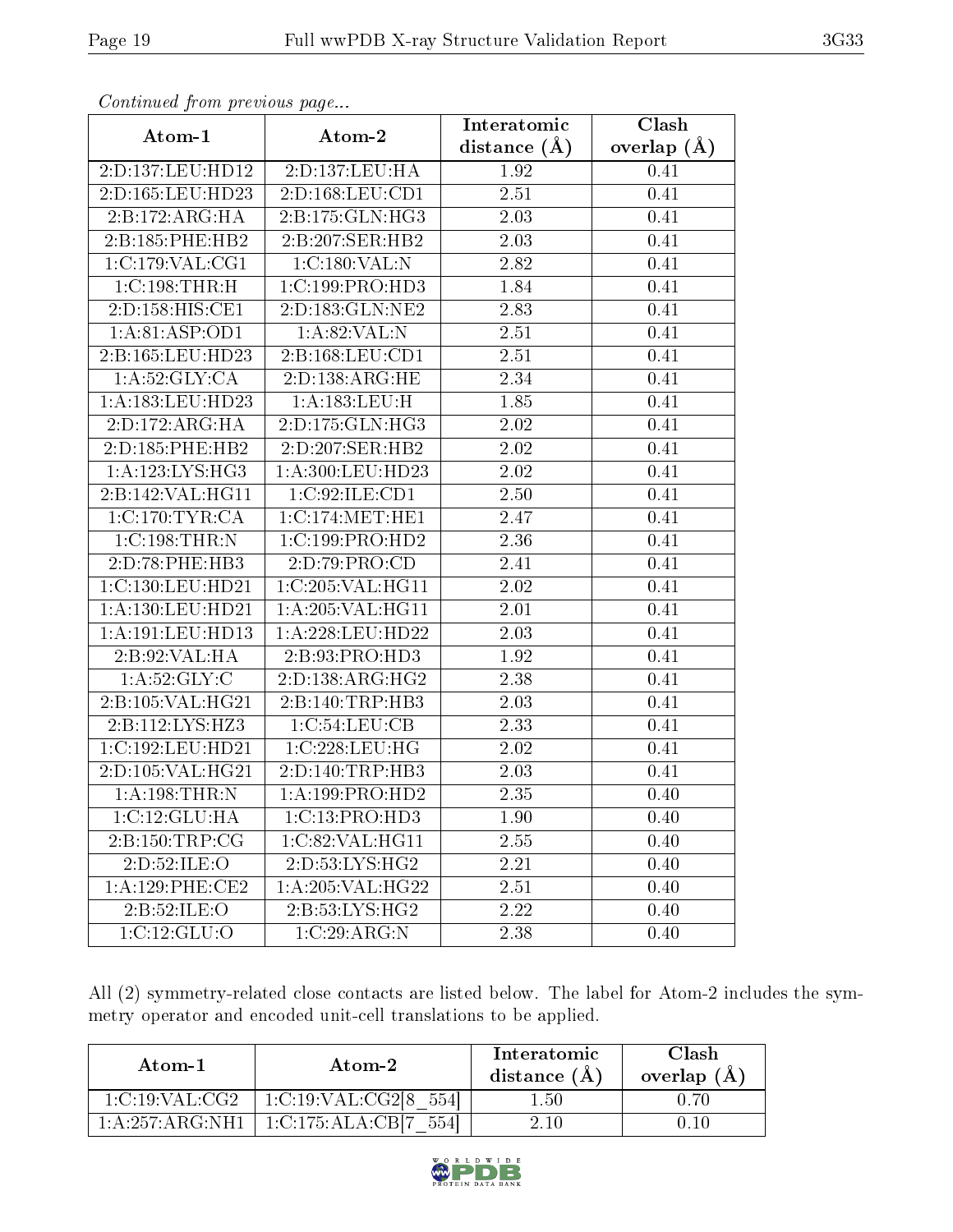*Continued from previous page...*

| Atom-1 | Atom-2 | Interatomic distance (Å) | Clash overlap (Å) |
|---|---|---|---|
| 2:D:137:LEU:HD12 | 2:D:137:LEU:HA | 1.92 | 0.41 |
| 2:D:165:LEU:HD23 | 2:D:168:LEU:CD1 | 2.51 | 0.41 |
| 2:B:172:ARG:HA | 2:B:175:GLN:HG3 | 2.03 | 0.41 |
| 2:B:185:PHE:HB2 | 2:B:207:SER:HB2 | 2.03 | 0.41 |
| 1:C:179:VAL:CG1 | 1:C:180:VAL:N | 2.82 | 0.41 |
| 1:C:198:THR:H | 1:C:199:PRO:HD3 | 1.84 | 0.41 |
| 2:D:158:HIS:CE1 | 2:D:183:GLN:NE2 | 2.83 | 0.41 |
| 1:A:81:ASP:OD1 | 1:A:82:VAL:N | 2.51 | 0.41 |
| 2:B:165:LEU:HD23 | 2:B:168:LEU:CD1 | 2.51 | 0.41 |
| 1:A:52:GLY:CA | 2:D:138:ARG:HE | 2.34 | 0.41 |
| 1:A:183:LEU:HD23 | 1:A:183:LEU:H | 1.85 | 0.41 |
| 2:D:172:ARG:HA | 2:D:175:GLN:HG3 | 2.02 | 0.41 |
| 2:D:185:PHE:HB2 | 2:D:207:SER:HB2 | 2.02 | 0.41 |
| 1:A:123:LYS:HG3 | 1:A:300:LEU:HD23 | 2.02 | 0.41 |
| 2:B:142:VAL:HG11 | 1:C:92:ILE:CD1 | 2.50 | 0.41 |
| 1:C:170:TYR:CA | 1:C:174:MET:HE1 | 2.47 | 0.41 |
| 1:C:198:THR:N | 1:C:199:PRO:HD2 | 2.36 | 0.41 |
| 2:D:78:PHE:HB3 | 2:D:79:PRO:CD | 2.41 | 0.41 |
| 1:C:130:LEU:HD21 | 1:C:205:VAL:HG11 | 2.02 | 0.41 |
| 1:A:130:LEU:HD21 | 1:A:205:VAL:HG11 | 2.01 | 0.41 |
| 1:A:191:LEU:HD13 | 1:A:228:LEU:HD22 | 2.03 | 0.41 |
| 2:B:92:VAL:HA | 2:B:93:PRO:HD3 | 1.92 | 0.41 |
| 1:A:52:GLY:C | 2:D:138:ARG:HG2 | 2.38 | 0.41 |
| 2:B:105:VAL:HG21 | 2:B:140:TRP:HB3 | 2.03 | 0.41 |
| 2:B:112:LYS:HZ3 | 1:C:54:LEU:CB | 2.33 | 0.41 |
| 1:C:192:LEU:HD21 | 1:C:228:LEU:HG | 2.02 | 0.41 |
| 2:D:105:VAL:HG21 | 2:D:140:TRP:HB3 | 2.03 | 0.41 |
| 1:A:198:THR:N | 1:A:199:PRO:HD2 | 2.35 | 0.40 |
| 1:C:12:GLU:HA | 1:C:13:PRO:HD3 | 1.90 | 0.40 |
| 2:B:150:TRP:CG | 1:C:82:VAL:HG11 | 2.55 | 0.40 |
| 2:D:52:ILE:O | 2:D:53:LYS:HG2 | 2.21 | 0.40 |
| 1:A:129:PHE:CE2 | 1:A:205:VAL:HG22 | 2.51 | 0.40 |
| 2:B:52:ILE:O | 2:B:53:LYS:HG2 | 2.22 | 0.40 |
| 1:C:12:GLU:O | 1:C:29:ARG:N | 2.38 | 0.40 |

All (2) symmetry-related close contacts are listed below. The label for Atom-2 includes the symmetry operator and encoded unit-cell translations to be applied.

| Atom-1 | Atom-2 | Interatomic distance (Å) | Clash overlap (Å) |
|---|---|---|---|
| 1:C:19:VAL:CG2 | 1:C:19:VAL:CG2[8_554] | 1.50 | 0.70 |
| 1:A:257:ARG:NH1 | 1:C:175:ALA:CB[7_554] | 2.10 | 0.10 |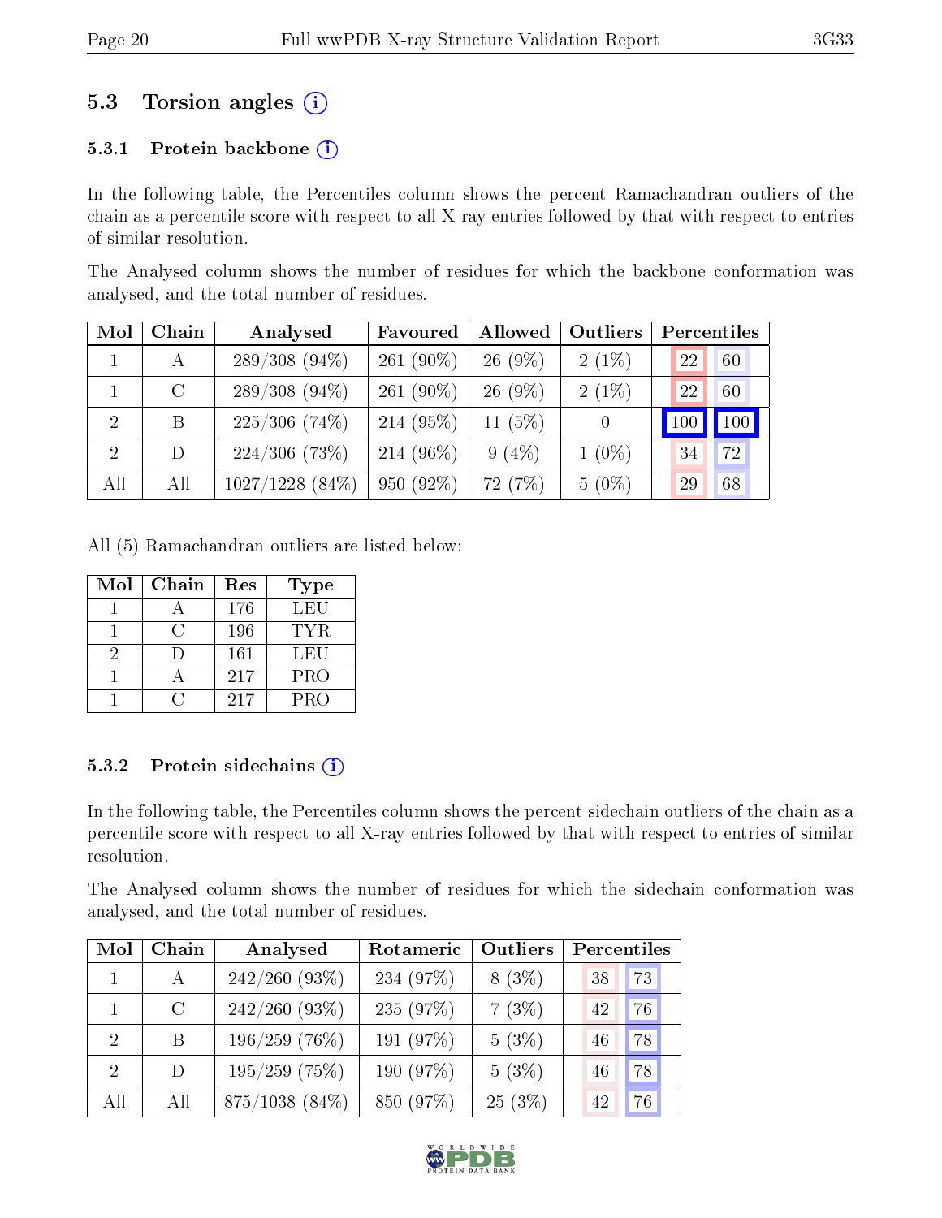## 5.3 Torsion angles (i)

### 5.3.1 Protein backbone (i)

In the following table, the Percentiles column shows the percent Ramachandran outliers of the chain as a percentile score with respect to all X-ray entries followed by that with respect to entries of similar resolution.

The Analysed column shows the number of residues for which the backbone conformation was analysed, and the total number of residues.

| Mol | Chain | Analysed | Favoured | Allowed | Outliers | Percentiles | |
|---|---|---|---|---|---|---|---|
| 1 | A | 289/308 (94%) | 261 (90%) | 26 (9%) | 2 (1%) | 22 | 60 |
| 1 | C | 289/308 (94%) | 261 (90%) | 26 (9%) | 2 (1%) | 22 | 60 |
| 2 | B | 225/306 (74%) | 214 (95%) | 11 (5%) | 0 | 100 | 100 |
| 2 | D | 224/306 (73%) | 214 (96%) | 9 (4%) | 1 (0%) | 34 | 72 |
| All | All | 1027/1228 (84%) | 950 (92%) | 72 (7%) | 5 (0%) | 29 | 68 |

All (5) Ramachandran outliers are listed below:

| Mol | Chain | Res | Type |
|---|---|---|---|
| 1 | A | 176 | LEU |
| 1 | C | 196 | TYR |
| 2 | D | 161 | LEU |
| 1 | A | 217 | PRO |
| 1 | C | 217 | PRO |

### 5.3.2 Protein sidechains (i)

In the following table, the Percentiles column shows the percent sidechain outliers of the chain as a percentile score with respect to all X-ray entries followed by that with respect to entries of similar resolution.

The Analysed column shows the number of residues for which the sidechain conformation was analysed, and the total number of residues.

| Mol | Chain | Analysed | Rotameric | Outliers | Percentiles | |
|---|---|---|---|---|---|---|
| 1 | A | 242/260 (93%) | 234 (97%) | 8 (3%) | 38 | 73 |
| 1 | C | 242/260 (93%) | 235 (97%) | 7 (3%) | 42 | 76 |
| 2 | B | 196/259 (76%) | 191 (97%) | 5 (3%) | 46 | 78 |
| 2 | D | 195/259 (75%) | 190 (97%) | 5 (3%) | 46 | 78 |
| All | All | 875/1038 (84%) | 850 (97%) | 25 (3%) | 42 | 76 |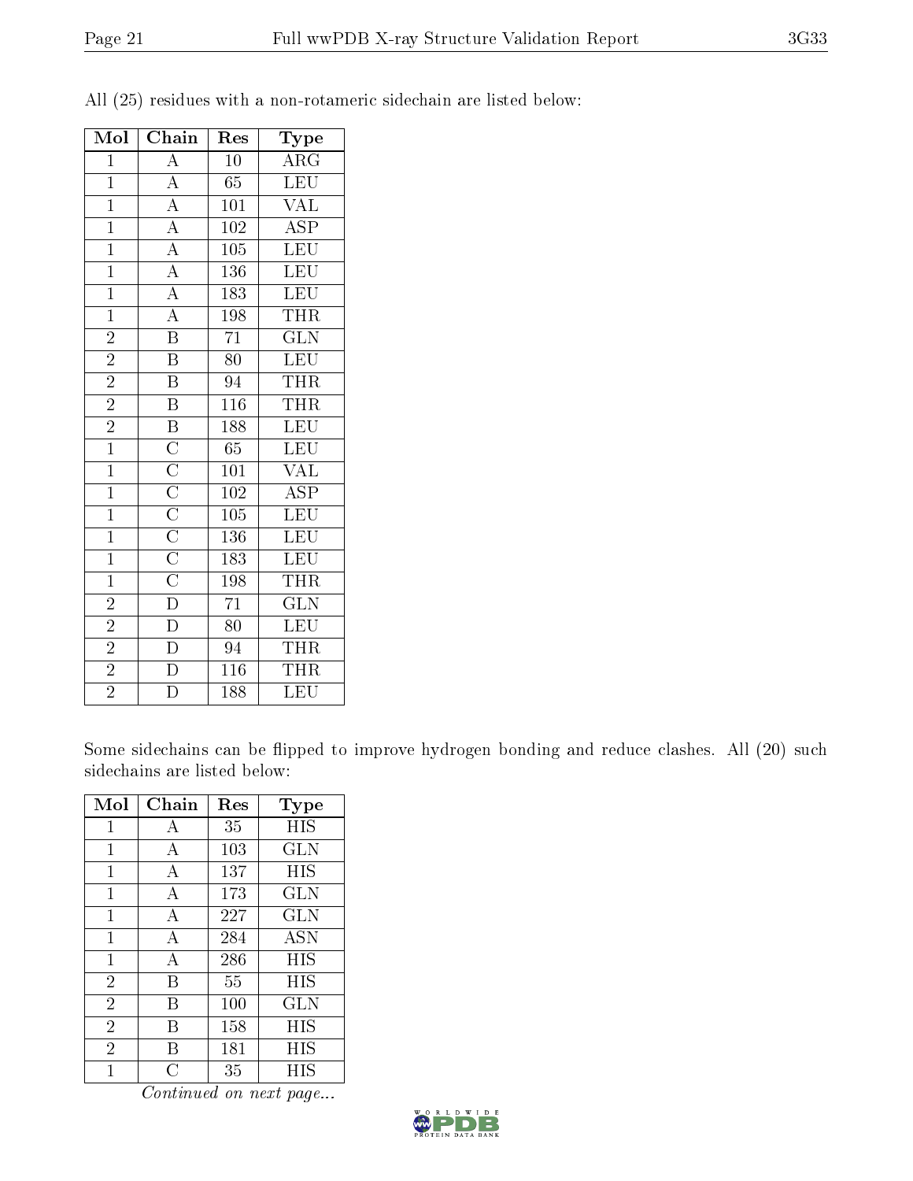All (25) residues with a non-rotameric sidechain are listed below:

| Mol | Chain | Res | Type |
|---|---|---|---|
| 1 | A | 10 | ARG |
| 1 | A | 65 | LEU |
| 1 | A | 101 | VAL |
| 1 | A | 102 | ASP |
| 1 | A | 105 | LEU |
| 1 | A | 136 | LEU |
| 1 | A | 183 | LEU |
| 1 | A | 198 | THR |
| 2 | B | 71 | GLN |
| 2 | B | 80 | LEU |
| 2 | B | 94 | THR |
| 2 | B | 116 | THR |
| 2 | B | 188 | LEU |
| 1 | C | 65 | LEU |
| 1 | C | 101 | VAL |
| 1 | C | 102 | ASP |
| 1 | C | 105 | LEU |
| 1 | C | 136 | LEU |
| 1 | C | 183 | LEU |
| 1 | C | 198 | THR |
| 2 | D | 71 | GLN |
| 2 | D | 80 | LEU |
| 2 | D | 94 | THR |
| 2 | D | 116 | THR |
| 2 | D | 188 | LEU |

Some sidechains can be flipped to improve hydrogen bonding and reduce clashes. All (20) such sidechains are listed below:

| Mol | Chain | Res | Type |
|---|---|---|---|
| 1 | A | 35 | HIS |
| 1 | A | 103 | GLN |
| 1 | A | 137 | HIS |
| 1 | A | 173 | GLN |
| 1 | A | 227 | GLN |
| 1 | A | 284 | ASN |
| 1 | A | 286 | HIS |
| 2 | B | 55 | HIS |
| 2 | B | 100 | GLN |
| 2 | B | 158 | HIS |
| 2 | B | 181 | HIS |
| 1 | C | 35 | HIS |

*Continued on next page...*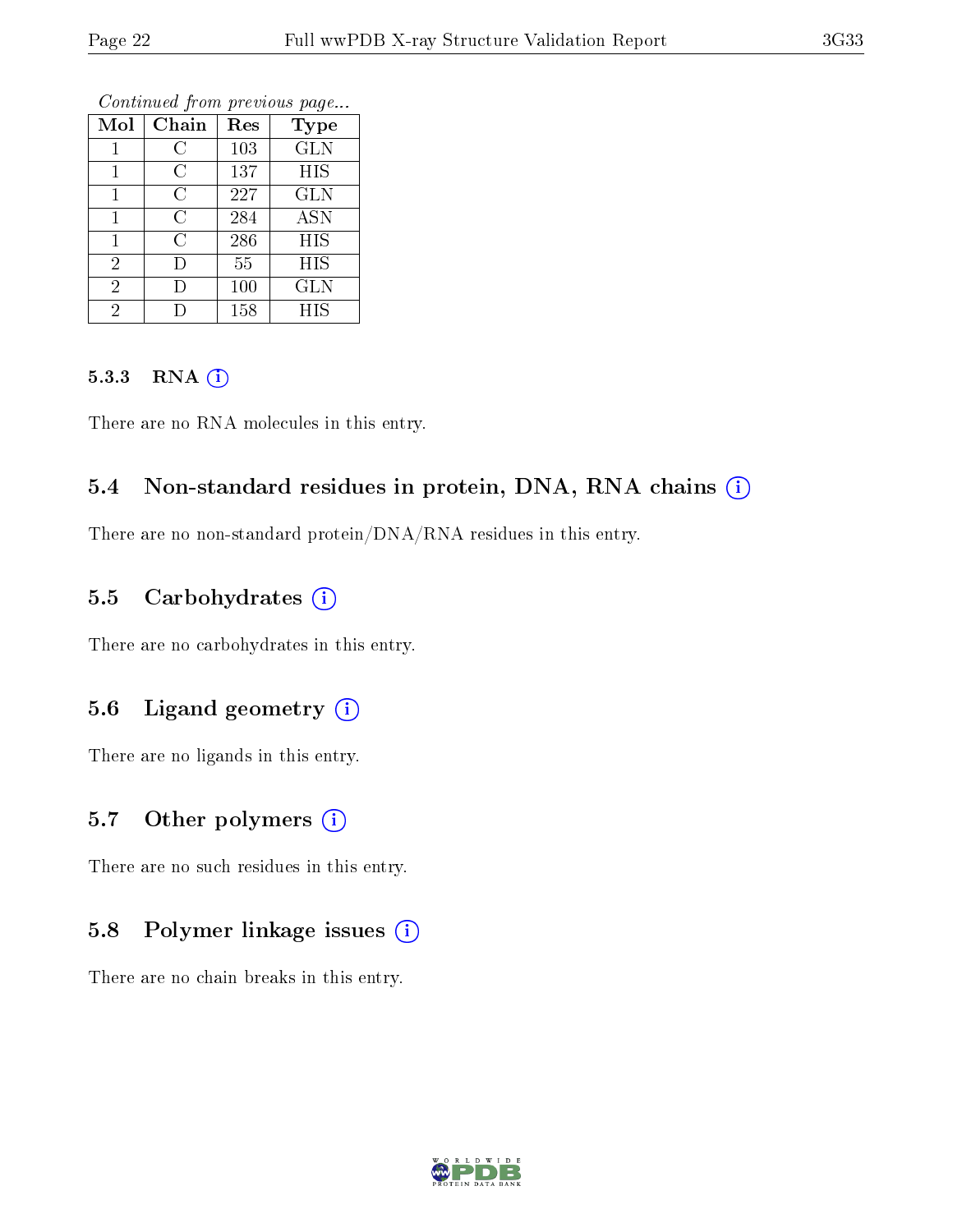*Continued from previous page...*

| Mol | Chain | Res | Type |
|---|---|---|---|
| 1 | C | 103 | GLN |
| 1 | C | 137 | HIS |
| 1 | C | 227 | GLN |
| 1 | C | 284 | ASN |
| 1 | C | 286 | HIS |
| 2 | D | 55 | HIS |
| 2 | D | 100 | GLN |
| 2 | D | 158 | HIS |

#### 5.3.3 RNA (i)

There are no RNA molecules in this entry.

### 5.4 Non-standard residues in protein, DNA, RNA chains (i)

There are no non-standard protein/DNA/RNA residues in this entry.

### 5.5 Carbohydrates (i)

There are no carbohydrates in this entry.

### 5.6 Ligand geometry (i)

There are no ligands in this entry.

### 5.7 Other polymers (i)

There are no such residues in this entry.

### 5.8 Polymer linkage issues (i)

There are no chain breaks in this entry.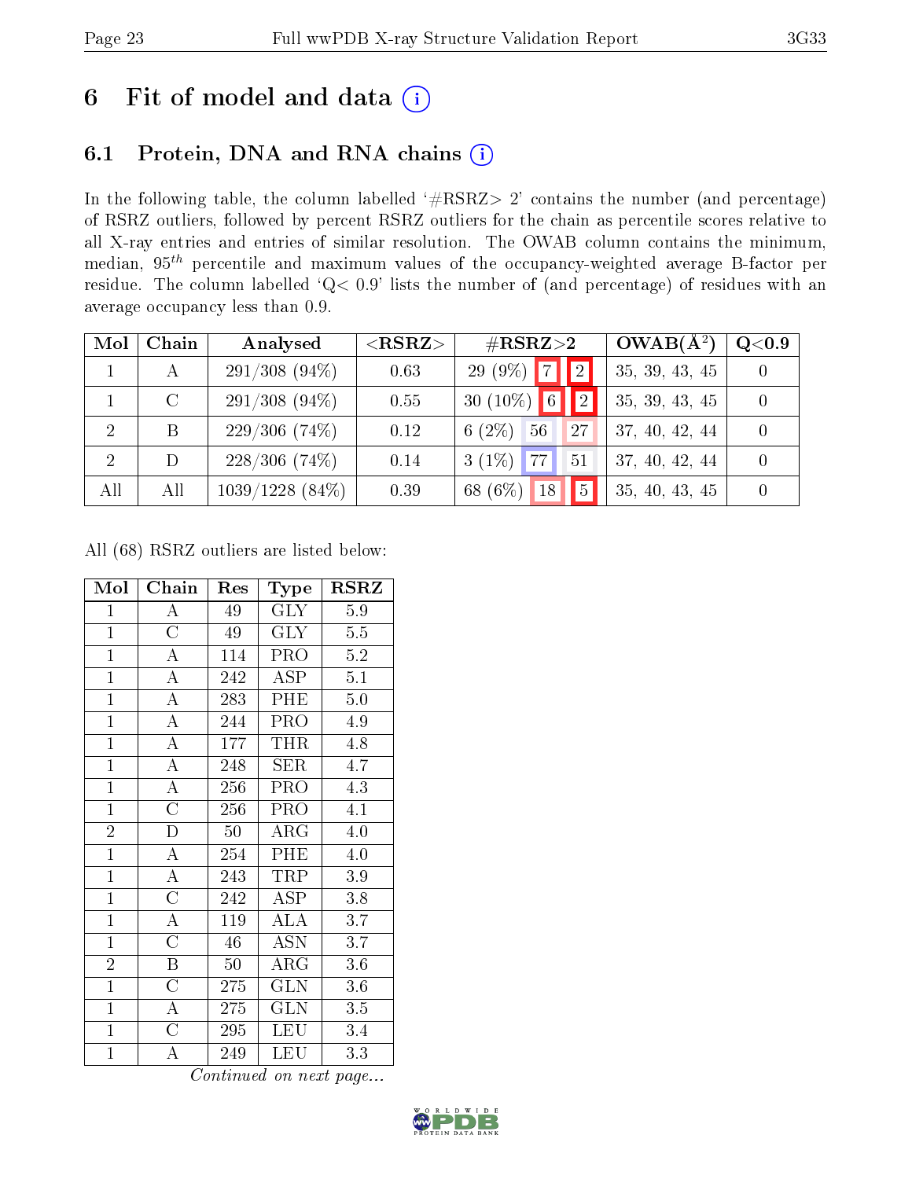# 6 Fit of model and data

## 6.1 Protein, DNA and RNA chains

In the following table, the column labelled '#RSRZ> 2' contains the number (and percentage) of RSRZ outliers, followed by percent RSRZ outliers for the chain as percentile scores relative to all X-ray entries and entries of similar resolution. The OWAB column contains the minimum, median, $95^{th}$ percentile and maximum values of the occupancy-weighted average B-factor per residue. The column labelled 'Q< 0.9' lists the number of (and percentage) of residues with an average occupancy less than 0.9.

| Mol | Chain | Analysed | <RSRZ> | #RSRZ>2 | | | OWAB(Å$^2$) | Q<0.9 |
|---|---|---|---|---|---|---|---|---|
| 1 | A | 291/308 (94%) | 0.63 | 29 (9%) | 7 | 2 | 35, 39, 43, 45 | 0 |
| 1 | C | 291/308 (94%) | 0.55 | 30 (10%) | 6 | 2 | 35, 39, 43, 45 | 0 |
| 2 | B | 229/306 (74%) | 0.12 | 6 (2%) | 56 | 27 | 37, 40, 42, 44 | 0 |
| 2 | D | 228/306 (74%) | 0.14 | 3 (1%) | 77 | 51 | 37, 40, 42, 44 | 0 |
| All | All | 1039/1228 (84%) | 0.39 | 68 (6%) | 18 | 5 | 35, 40, 43, 45 | 0 |

All (68) RSRZ outliers are listed below:

| Mol | Chain | Res | Type | RSRZ |
|---|---|---|---|---|
| 1 | A | 49 | GLY | 5.9 |
| 1 | C | 49 | GLY | 5.5 |
| 1 | A | 114 | PRO | 5.2 |
| 1 | A | 242 | ASP | 5.1 |
| 1 | A | 283 | PHE | 5.0 |
| 1 | A | 244 | PRO | 4.9 |
| 1 | A | 177 | THR | 4.8 |
| 1 | A | 248 | SER | 4.7 |
| 1 | A | 256 | PRO | 4.3 |
| 1 | C | 256 | PRO | 4.1 |
| 2 | D | 50 | ARG | 4.0 |
| 1 | A | 254 | PHE | 4.0 |
| 1 | A | 243 | TRP | 3.9 |
| 1 | C | 242 | ASP | 3.8 |
| 1 | A | 119 | ALA | 3.7 |
| 1 | C | 46 | ASN | 3.7 |
| 2 | B | 50 | ARG | 3.6 |
| 1 | C | 275 | GLN | 3.6 |
| 1 | A | 275 | GLN | 3.5 |
| 1 | C | 295 | LEU | 3.4 |
| 1 | A | 249 | LEU | 3.3 |

*Continued on next page...*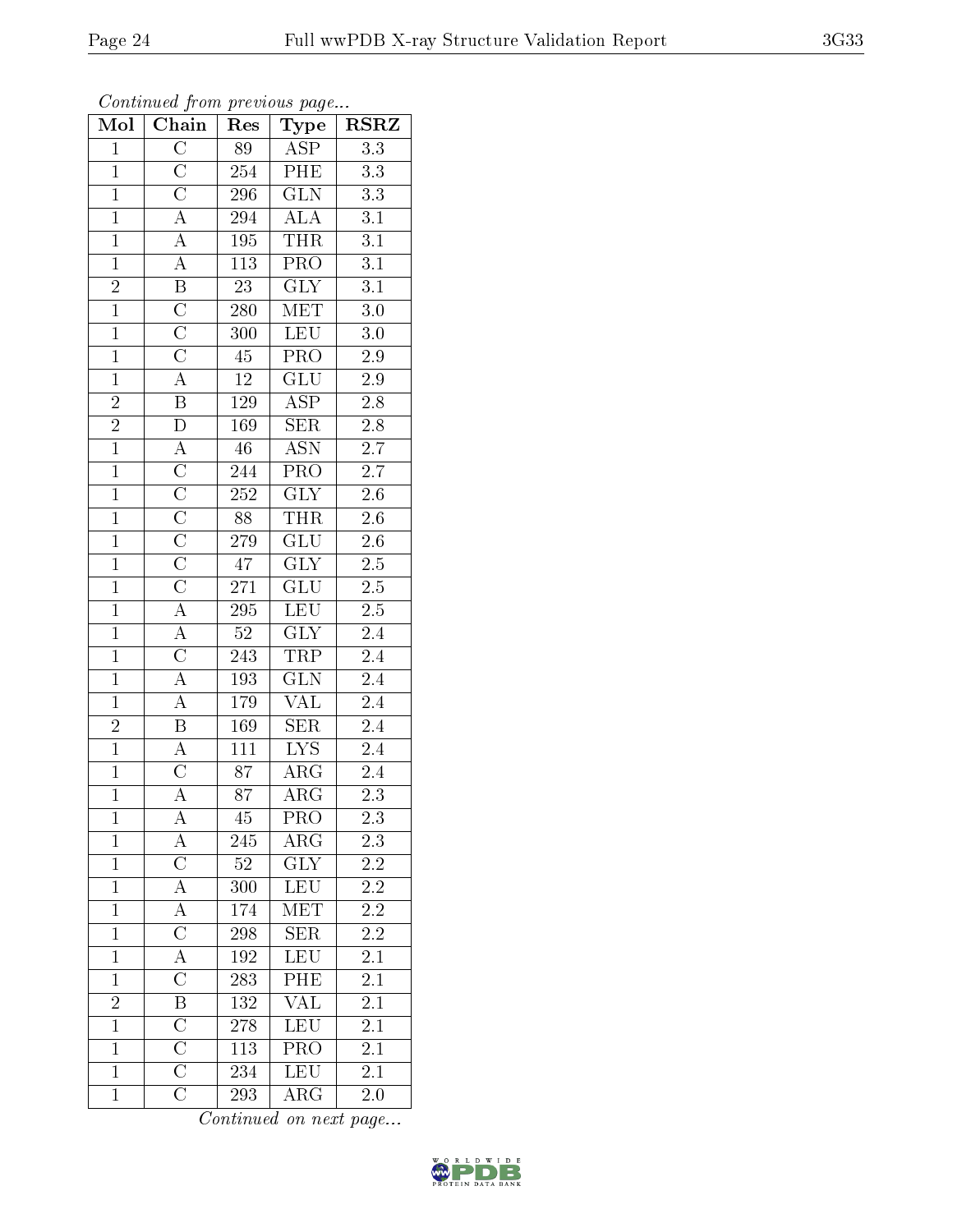*Continued from previous page...*

| Mol | Chain | Res | Type | RSRZ |
|---|---|---|---|---|
| 1 | C | 89 | ASP | 3.3 |
| 1 | C | 254 | PHE | 3.3 |
| 1 | C | 296 | GLN | 3.3 |
| 1 | A | 294 | ALA | 3.1 |
| 1 | A | 195 | THR | 3.1 |
| 1 | A | 113 | PRO | 3.1 |
| 2 | B | 23 | GLY | 3.1 |
| 1 | C | 280 | MET | 3.0 |
| 1 | C | 300 | LEU | 3.0 |
| 1 | C | 45 | PRO | 2.9 |
| 1 | A | 12 | GLU | 2.9 |
| 2 | B | 129 | ASP | 2.8 |
| 2 | D | 169 | SER | 2.8 |
| 1 | A | 46 | ASN | 2.7 |
| 1 | C | 244 | PRO | 2.7 |
| 1 | C | 252 | GLY | 2.6 |
| 1 | C | 88 | THR | 2.6 |
| 1 | C | 279 | GLU | 2.6 |
| 1 | C | 47 | GLY | 2.5 |
| 1 | C | 271 | GLU | 2.5 |
| 1 | A | 295 | LEU | 2.5 |
| 1 | A | 52 | GLY | 2.4 |
| 1 | C | 243 | TRP | 2.4 |
| 1 | A | 193 | GLN | 2.4 |
| 1 | A | 179 | VAL | 2.4 |
| 2 | B | 169 | SER | 2.4 |
| 1 | A | 111 | LYS | 2.4 |
| 1 | C | 87 | ARG | 2.4 |
| 1 | A | 87 | ARG | 2.3 |
| 1 | A | 45 | PRO | 2.3 |
| 1 | A | 245 | ARG | 2.3 |
| 1 | C | 52 | GLY | 2.2 |
| 1 | A | 300 | LEU | 2.2 |
| 1 | A | 174 | MET | 2.2 |
| 1 | C | 298 | SER | 2.2 |
| 1 | A | 192 | LEU | 2.1 |
| 1 | C | 283 | PHE | 2.1 |
| 2 | B | 132 | VAL | 2.1 |
| 1 | C | 278 | LEU | 2.1 |
| 1 | C | 113 | PRO | 2.1 |
| 1 | C | 234 | LEU | 2.1 |
| 1 | C | 293 | ARG | 2.0 |

*Continued on next page...*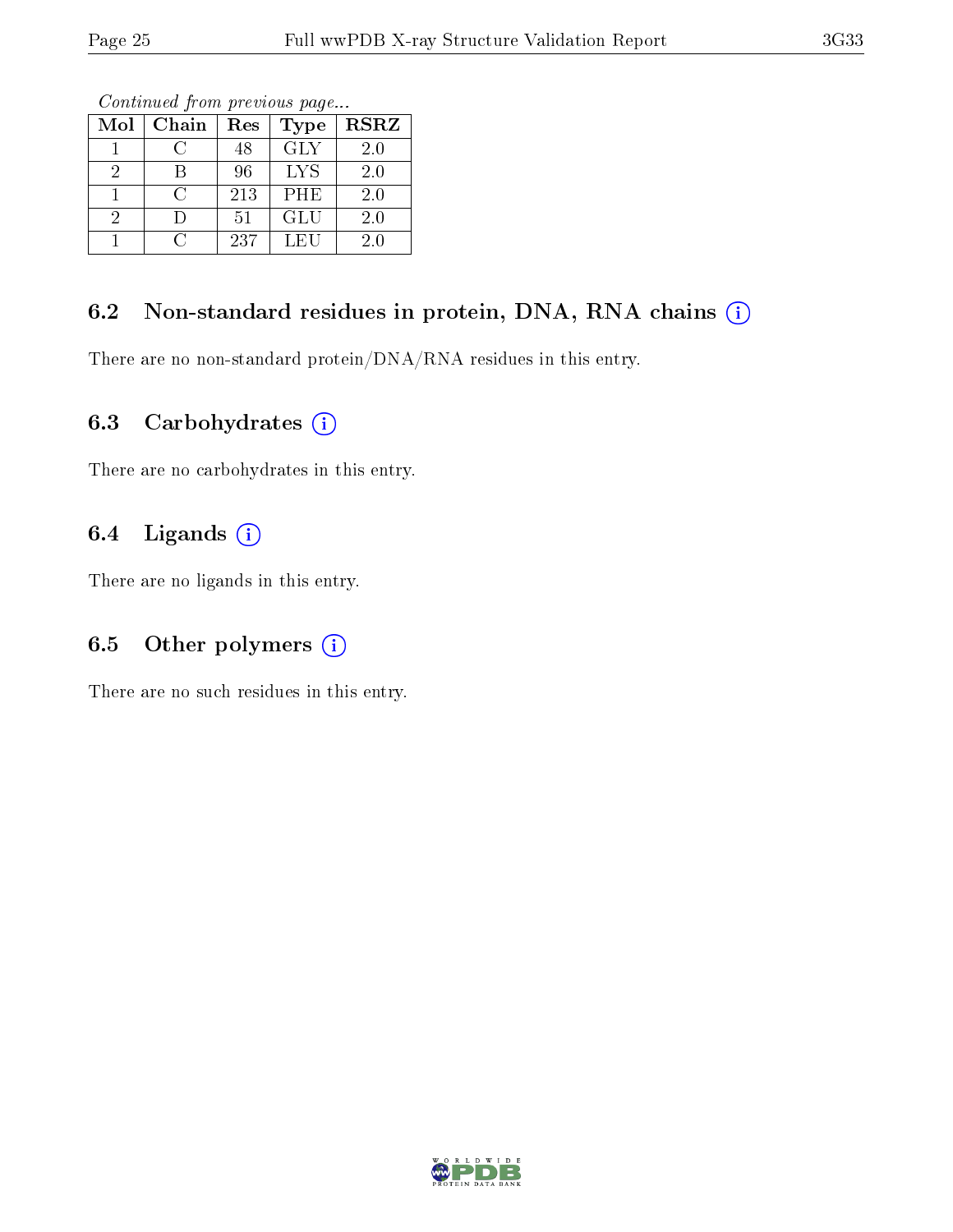*Continued from previous page...*

| Mol | Chain | Res | Type | RSRZ |
|---|---|---|---|---|
| 1 | C | 48 | GLY | 2.0 |
| 2 | B | 96 | LYS | 2.0 |
| 1 | C | 213 | PHE | 2.0 |
| 2 | D | 51 | GLU | 2.0 |
| 1 | C | 237 | LEU | 2.0 |

### 6.2 Non-standard residues in protein, DNA, RNA chains

There are no non-standard protein/DNA/RNA residues in this entry.

### 6.3 Carbohydrates

There are no carbohydrates in this entry.

### 6.4 Ligands

There are no ligands in this entry.

### 6.5 Other polymers

There are no such residues in this entry.